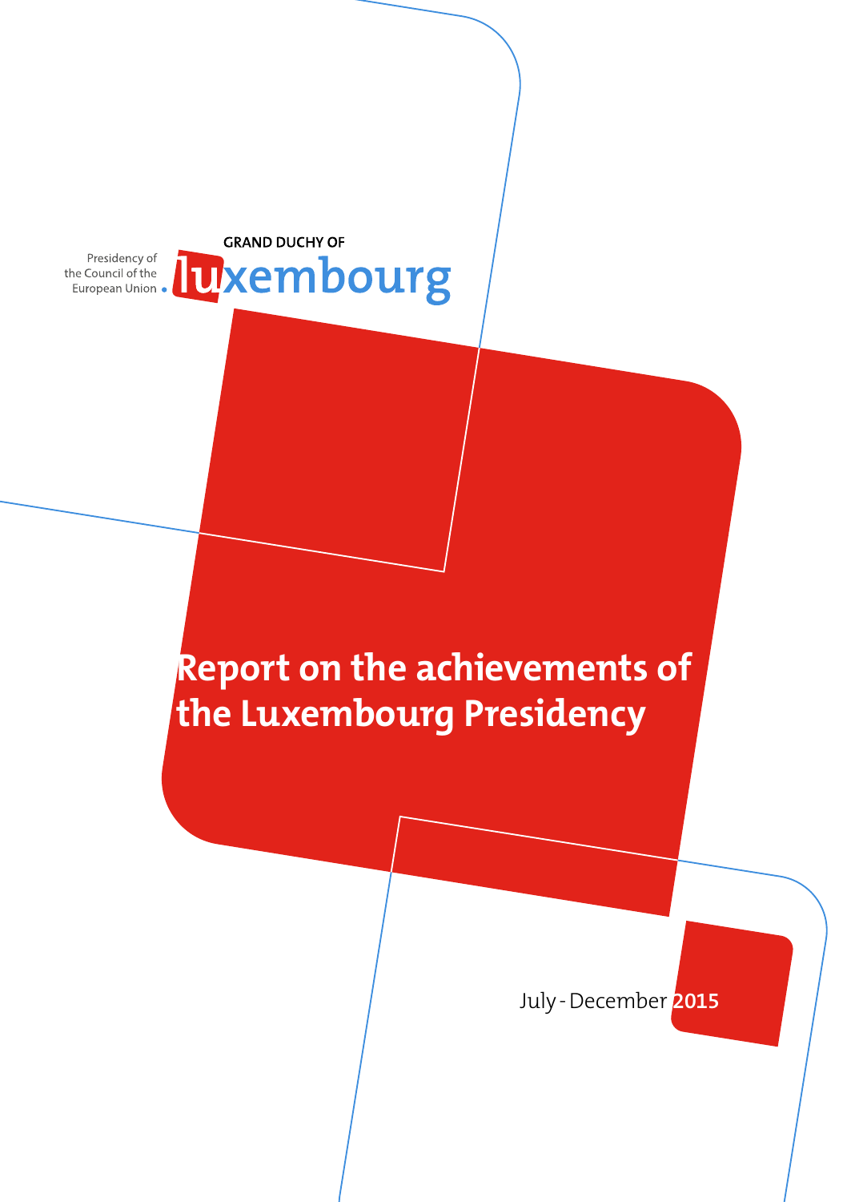GRAND DUCHY OF

Presidency of the Council of the European Union . luxembourg

# Report on the achievements of the Luxembourg Presidency

July - December 2015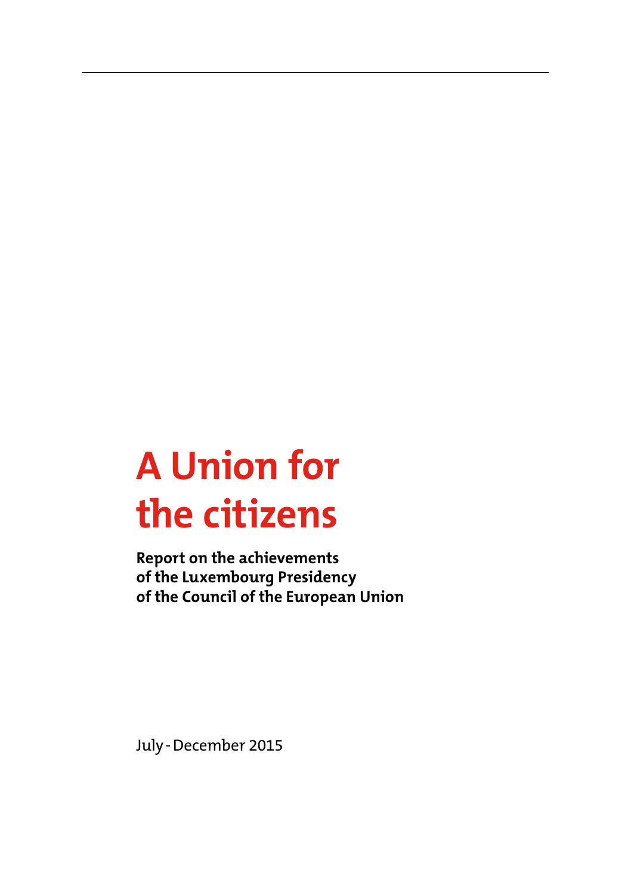# A Union for the citizens

**Report on the achievements of the Luxembourg Presidency of the Council of the European Union**

July - December 2015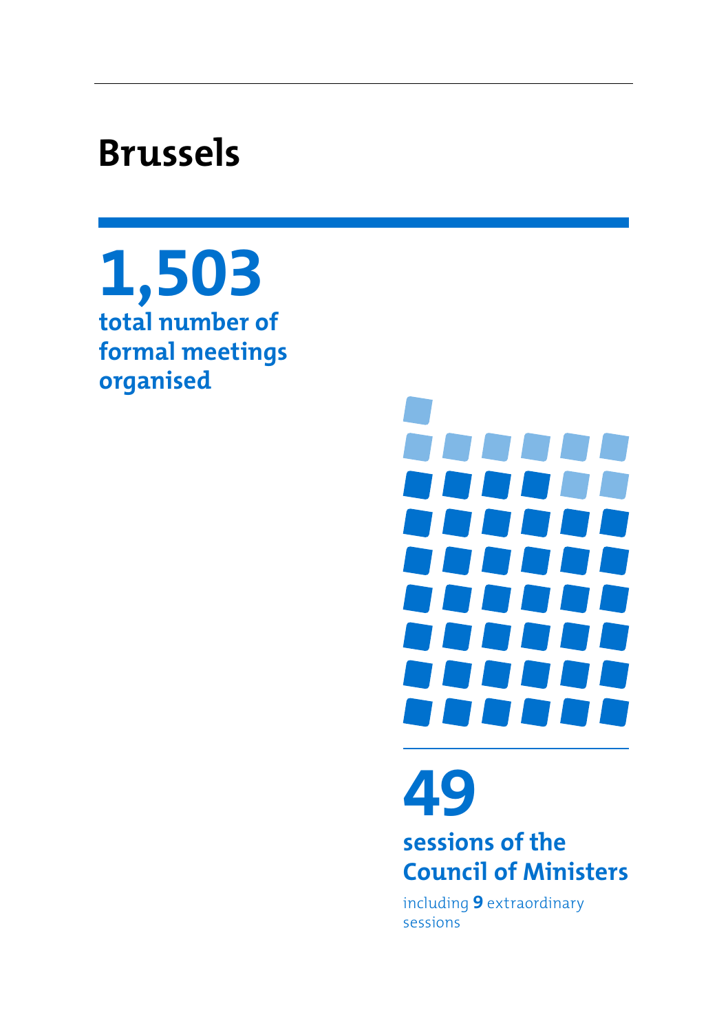# Brussels

**1,503**
**total number of formal meetings organised**

**49**
**sessions of the Council of Ministers**

including **9** extraordinary sessions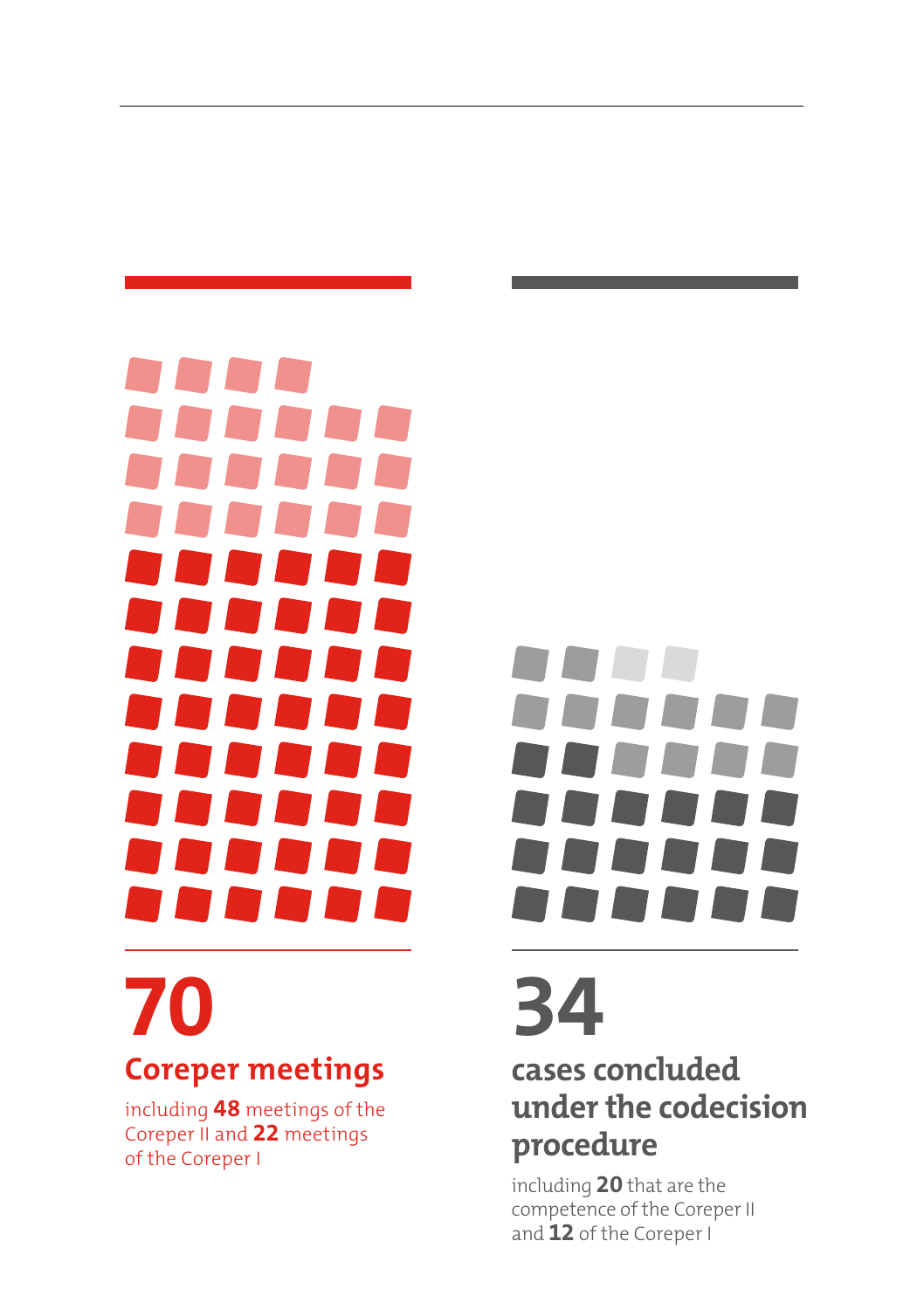**70**

**Coreper meetings**

including **48** meetings of the Coreper II and **22** meetings of the Coreper I

**34**

**cases concluded under the codecision procedure**

including **20** that are the competence of the Coreper II and **12** of the Coreper I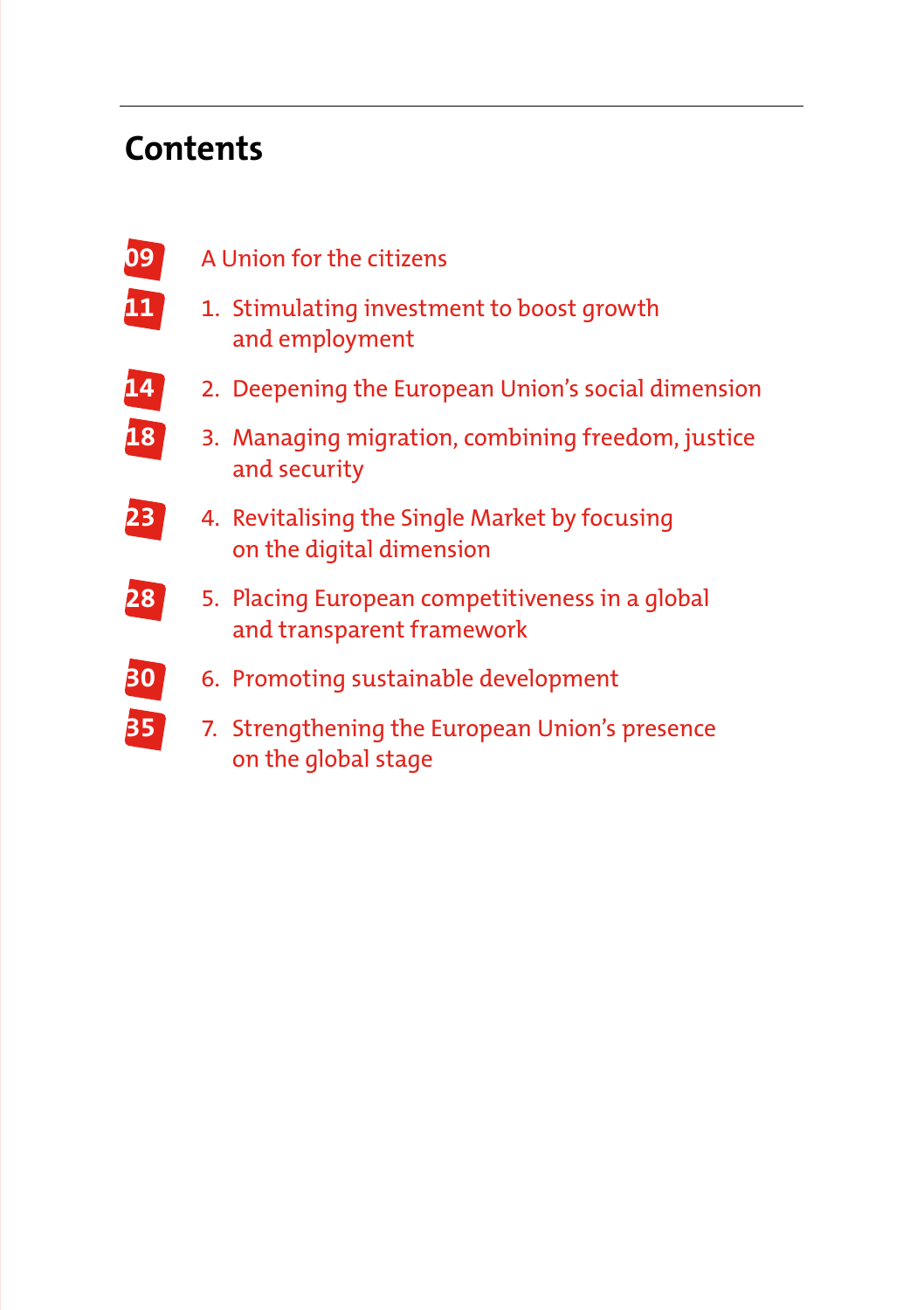## Contents

| | |
|---|---|
| 09 | A Union for the citizens |
| 11 | 1. Stimulating investment to boost growth and employment |
| 14 | 2. Deepening the European Union’s social dimension |
| 18 | 3. Managing migration, combining freedom, justice and security |
| 23 | 4. Revitalising the Single Market by focusing on the digital dimension |
| 28 | 5. Placing European competitiveness in a global and transparent framework |
| 30 | 6. Promoting sustainable development |
| 35 | 7. Strengthening the European Union’s presence on the global stage |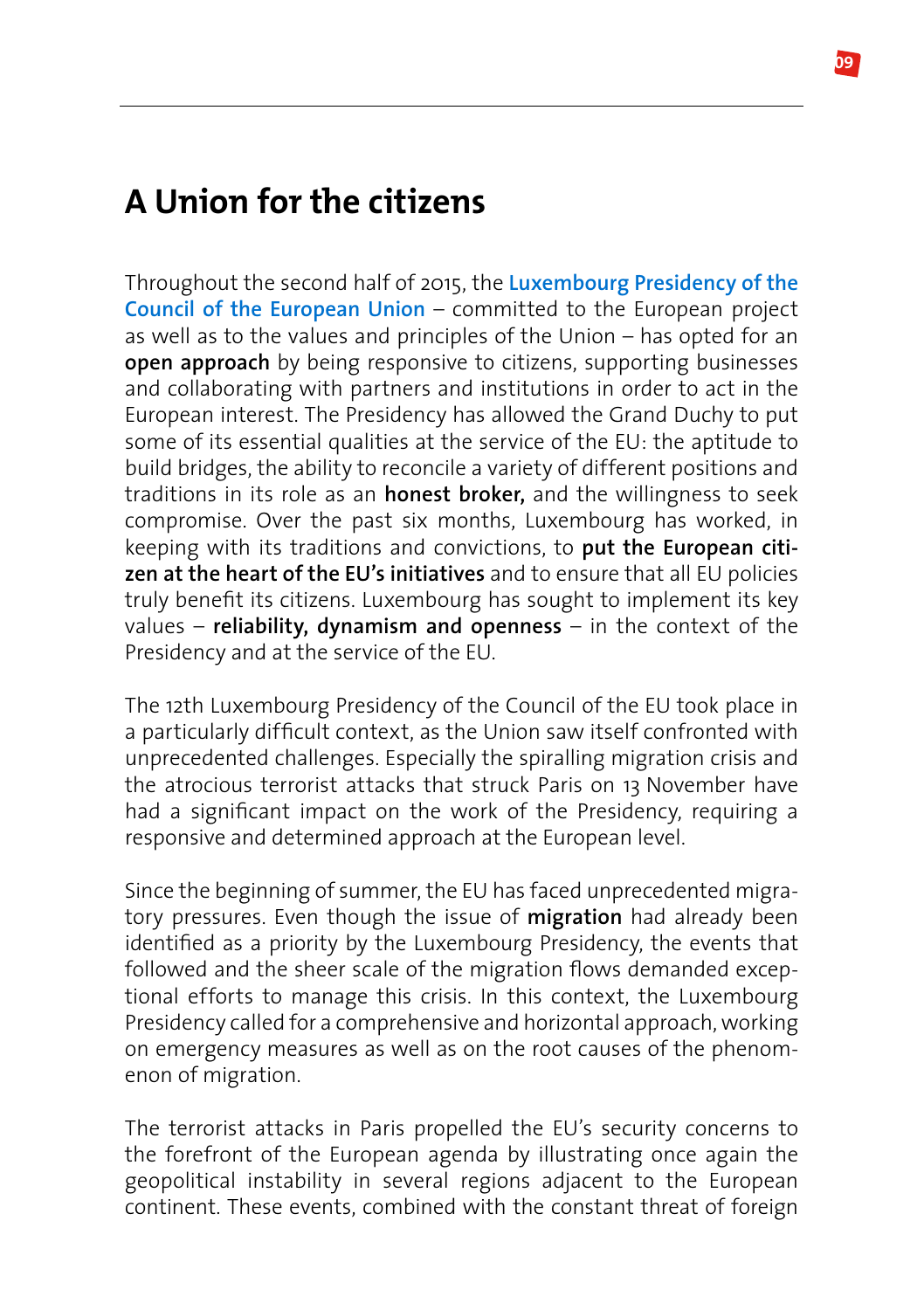# A Union for the citizens

Throughout the second half of 2015, the **Luxembourg Presidency of the Council of the European Union** – committed to the European project as well as to the values and principles of the Union – has opted for an **open approach** by being responsive to citizens, supporting businesses and collaborating with partners and institutions in order to act in the European interest. The Presidency has allowed the Grand Duchy to put some of its essential qualities at the service of the EU: the aptitude to build bridges, the ability to reconcile a variety of different positions and traditions in its role as an **honest broker,** and the willingness to seek compromise. Over the past six months, Luxembourg has worked, in keeping with its traditions and convictions, to **put the European citizen at the heart of the EU's initiatives** and to ensure that all EU policies truly benefit its citizens. Luxembourg has sought to implement its key values – **reliability, dynamism and openness** – in the context of the Presidency and at the service of the EU.

The 12th Luxembourg Presidency of the Council of the EU took place in a particularly difficult context, as the Union saw itself confronted with unprecedented challenges. Especially the spiralling migration crisis and the atrocious terrorist attacks that struck Paris on 13 November have had a significant impact on the work of the Presidency, requiring a responsive and determined approach at the European level.

Since the beginning of summer, the EU has faced unprecedented migratory pressures. Even though the issue of **migration** had already been identified as a priority by the Luxembourg Presidency, the events that followed and the sheer scale of the migration flows demanded exceptional efforts to manage this crisis. In this context, the Luxembourg Presidency called for a comprehensive and horizontal approach, working on emergency measures as well as on the root causes of the phenomenon of migration.

The terrorist attacks in Paris propelled the EU's security concerns to the forefront of the European agenda by illustrating once again the geopolitical instability in several regions adjacent to the European continent. These events, combined with the constant threat of foreign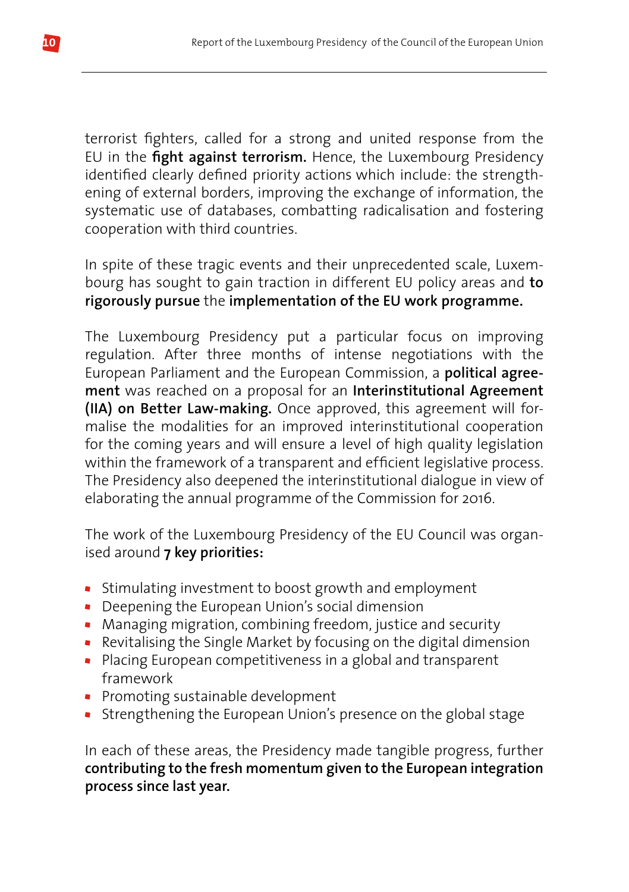terrorist fighters, called for a strong and united response from the EU in the **fight against terrorism.** Hence, the Luxembourg Presidency identified clearly defined priority actions which include: the strengthening of external borders, improving the exchange of information, the systematic use of databases, combatting radicalisation and fostering cooperation with third countries.

In spite of these tragic events and their unprecedented scale, Luxembourg has sought to gain traction in different EU policy areas and **to rigorously pursue** the **implementation of the EU work programme.**

The Luxembourg Presidency put a particular focus on improving regulation. After three months of intense negotiations with the European Parliament and the European Commission, a **political agreement** was reached on a proposal for an **Interinstitutional Agreement (IIA) on Better Law-making.** Once approved, this agreement will formalise the modalities for an improved interinstitutional cooperation for the coming years and will ensure a level of high quality legislation within the framework of a transparent and efficient legislative process. The Presidency also deepened the interinstitutional dialogue in view of elaborating the annual programme of the Commission for 2016.

The work of the Luxembourg Presidency of the EU Council was organised around **7 key priorities:**

- Stimulating investment to boost growth and employment
- Deepening the European Union's social dimension
- Managing migration, combining freedom, justice and security
- Revitalising the Single Market by focusing on the digital dimension
- Placing European competitiveness in a global and transparent framework
- Promoting sustainable development
- Strengthening the European Union's presence on the global stage

In each of these areas, the Presidency made tangible progress, further **contributing to the fresh momentum given to the European integration process since last year.**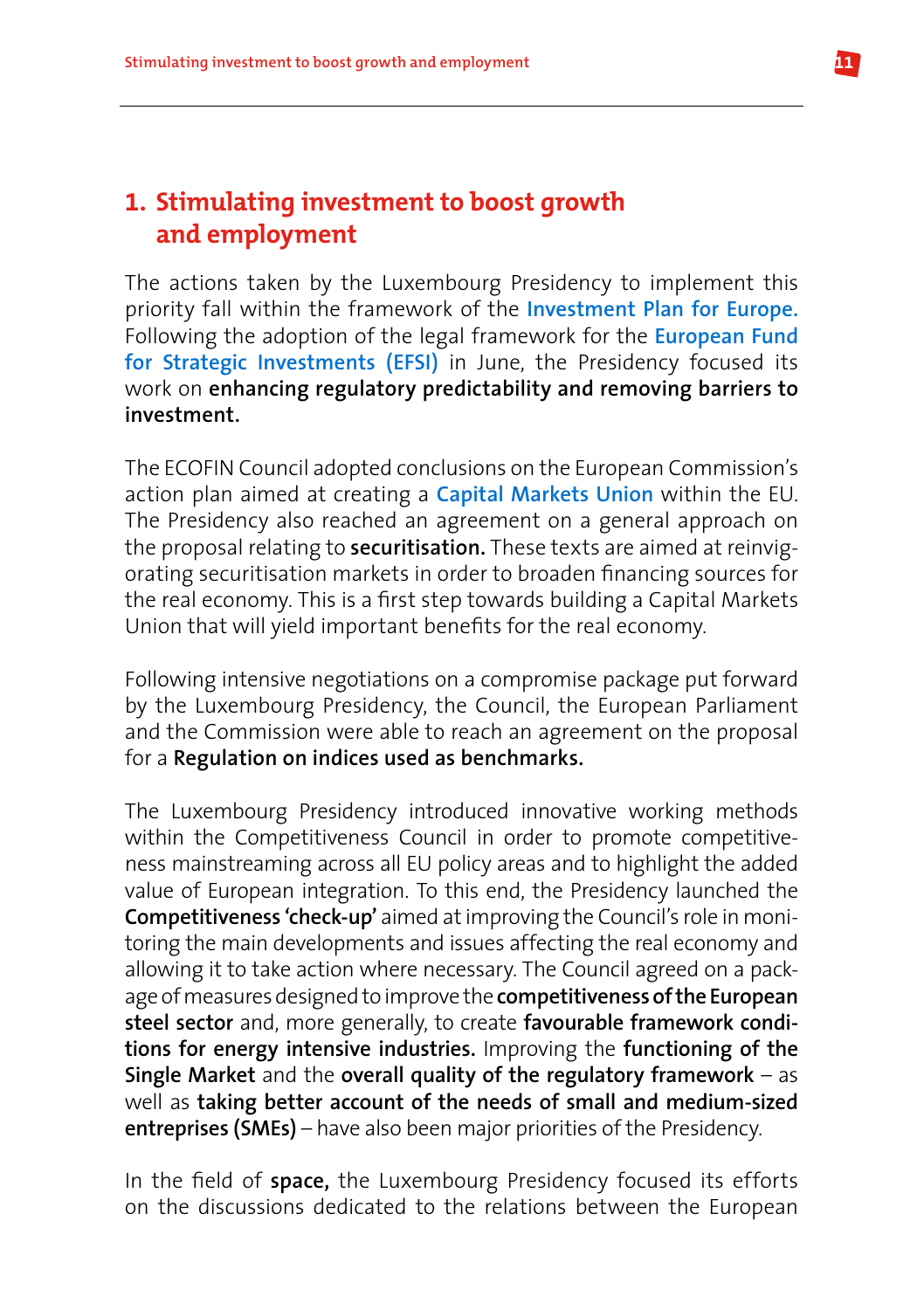# 1. Stimulating investment to boost growth and employment

The actions taken by the Luxembourg Presidency to implement this priority fall within the framework of the **Investment Plan for Europe.** Following the adoption of the legal framework for the **European Fund for Strategic Investments (EFSI)** in June, the Presidency focused its work on **enhancing regulatory predictability and removing barriers to investment.**

The ECOFIN Council adopted conclusions on the European Commission's action plan aimed at creating a **Capital Markets Union** within the EU. The Presidency also reached an agreement on a general approach on the proposal relating to **securitisation.** These texts are aimed at reinvigorating securitisation markets in order to broaden financing sources for the real economy. This is a first step towards building a Capital Markets Union that will yield important benefits for the real economy.

Following intensive negotiations on a compromise package put forward by the Luxembourg Presidency, the Council, the European Parliament and the Commission were able to reach an agreement on the proposal for a **Regulation on indices used as benchmarks.**

The Luxembourg Presidency introduced innovative working methods within the Competitiveness Council in order to promote competitiveness mainstreaming across all EU policy areas and to highlight the added value of European integration. To this end, the Presidency launched the **Competitiveness 'check-up'** aimed at improving the Council's role in monitoring the main developments and issues affecting the real economy and allowing it to take action where necessary. The Council agreed on a package of measures designed to improve the **competitiveness of the European steel sector** and, more generally, to create **favourable framework conditions for energy intensive industries.** Improving the **functioning of the Single Market** and the **overall quality of the regulatory framework** – as well as **taking better account of the needs of small and medium-sized entreprises (SMEs)** – have also been major priorities of the Presidency.

In the field of **space,** the Luxembourg Presidency focused its efforts on the discussions dedicated to the relations between the European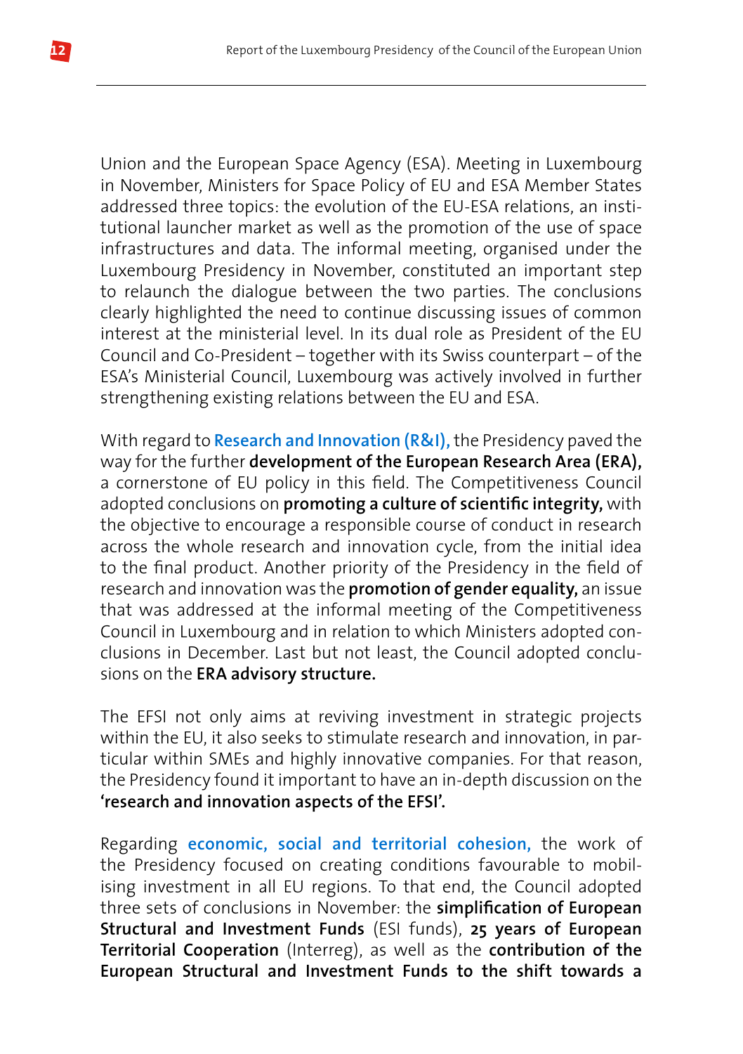Union and the European Space Agency (ESA). Meeting in Luxembourg in November, Ministers for Space Policy of EU and ESA Member States addressed three topics: the evolution of the EU-ESA relations, an institutional launcher market as well as the promotion of the use of space infrastructures and data. The informal meeting, organised under the Luxembourg Presidency in November, constituted an important step to relaunch the dialogue between the two parties. The conclusions clearly highlighted the need to continue discussing issues of common interest at the ministerial level. In its dual role as President of the EU Council and Co-President – together with its Swiss counterpart – of the ESA's Ministerial Council, Luxembourg was actively involved in further strengthening existing relations between the EU and ESA.

With regard to **Research and Innovation (R&I),** the Presidency paved the way for the further **development of the European Research Area (ERA),** a cornerstone of EU policy in this field. The Competitiveness Council adopted conclusions on **promoting a culture of scientific integrity,** with the objective to encourage a responsible course of conduct in research across the whole research and innovation cycle, from the initial idea to the final product. Another priority of the Presidency in the field of research and innovation was the **promotion of gender equality,** an issue that was addressed at the informal meeting of the Competitiveness Council in Luxembourg and in relation to which Ministers adopted conclusions in December. Last but not least, the Council adopted conclusions on the **ERA advisory structure.**

The EFSI not only aims at reviving investment in strategic projects within the EU, it also seeks to stimulate research and innovation, in particular within SMEs and highly innovative companies. For that reason, the Presidency found it important to have an in-depth discussion on the **'research and innovation aspects of the EFSI'.**

Regarding **economic, social and territorial cohesion,** the work of the Presidency focused on creating conditions favourable to mobilising investment in all EU regions. To that end, the Council adopted three sets of conclusions in November: the **simplification of European Structural and Investment Funds** (ESI funds), **25 years of European Territorial Cooperation** (Interreg), as well as the **contribution of the European Structural and Investment Funds to the shift towards a**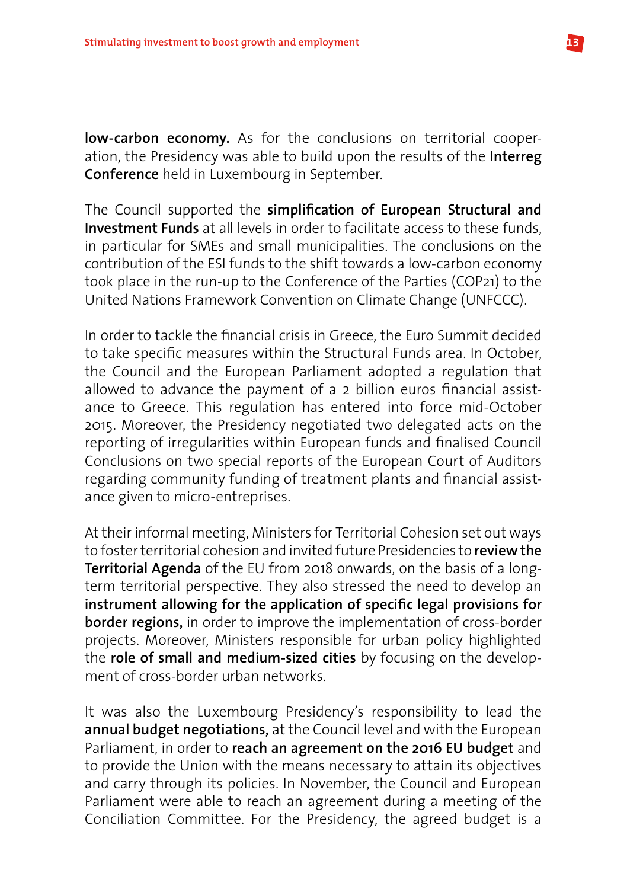**low-carbon economy.** As for the conclusions on territorial cooperation, the Presidency was able to build upon the results of the **Interreg Conference** held in Luxembourg in September.

The Council supported the **simplification of European Structural and Investment Funds** at all levels in order to facilitate access to these funds, in particular for SMEs and small municipalities. The conclusions on the contribution of the ESI funds to the shift towards a low-carbon economy took place in the run-up to the Conference of the Parties (COP21) to the United Nations Framework Convention on Climate Change (UNFCCC).

In order to tackle the financial crisis in Greece, the Euro Summit decided to take specific measures within the Structural Funds area. In October, the Council and the European Parliament adopted a regulation that allowed to advance the payment of a 2 billion euros financial assistance to Greece. This regulation has entered into force mid-October 2015. Moreover, the Presidency negotiated two delegated acts on the reporting of irregularities within European funds and finalised Council Conclusions on two special reports of the European Court of Auditors regarding community funding of treatment plants and financial assistance given to micro-entreprises.

At their informal meeting, Ministers for Territorial Cohesion set out ways to foster territorial cohesion and invited future Presidencies to **review the Territorial Agenda** of the EU from 2018 onwards, on the basis of a long-term territorial perspective. They also stressed the need to develop an **instrument allowing for the application of specific legal provisions for border regions,** in order to improve the implementation of cross-border projects. Moreover, Ministers responsible for urban policy highlighted the **role of small and medium-sized cities** by focusing on the development of cross-border urban networks.

It was also the Luxembourg Presidency's responsibility to lead the **annual budget negotiations,** at the Council level and with the European Parliament, in order to **reach an agreement on the 2016 EU budget** and to provide the Union with the means necessary to attain its objectives and carry through its policies. In November, the Council and European Parliament were able to reach an agreement during a meeting of the Conciliation Committee. For the Presidency, the agreed budget is a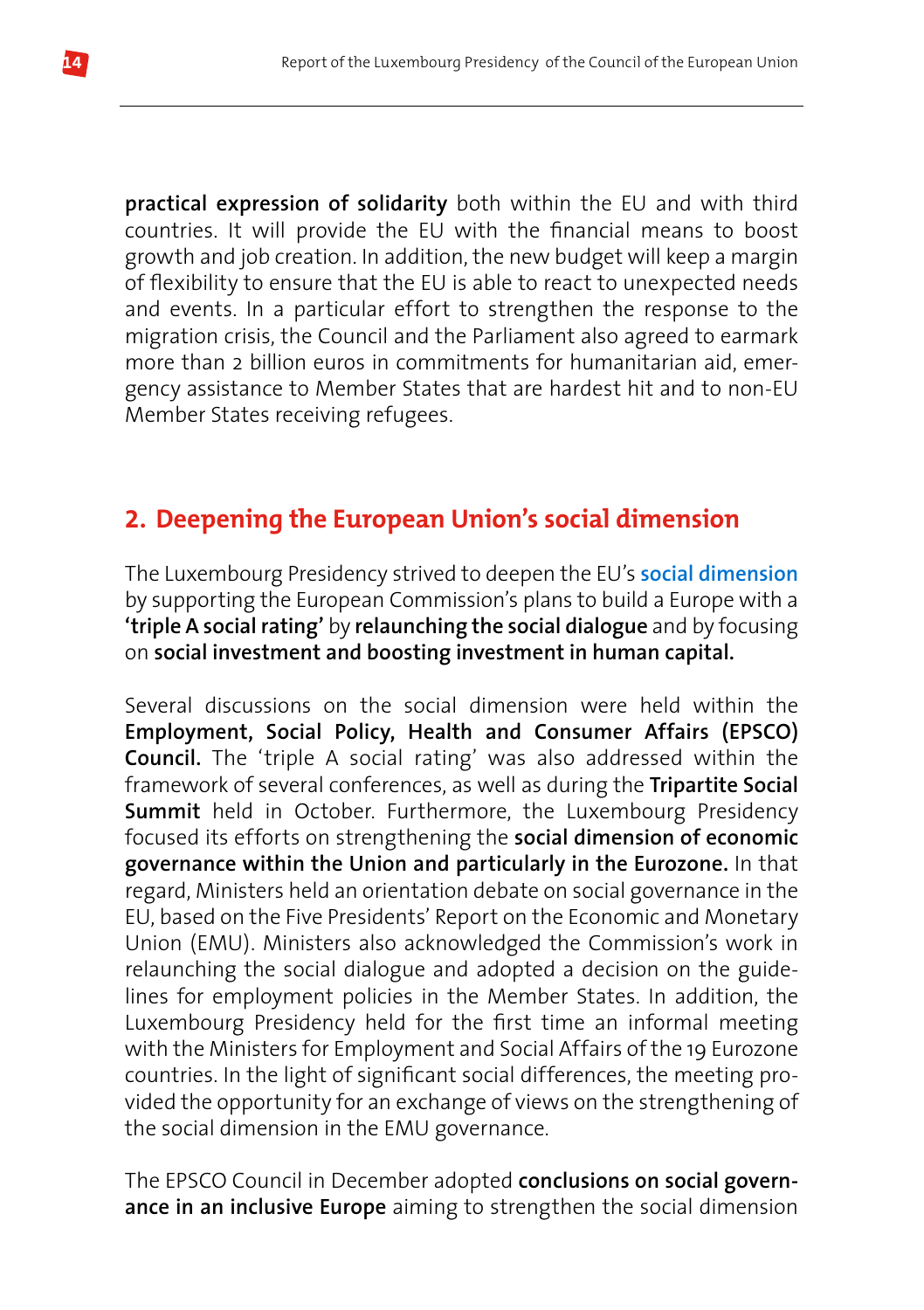**practical expression of solidarity** both within the EU and with third countries. It will provide the EU with the financial means to boost growth and job creation. In addition, the new budget will keep a margin of flexibility to ensure that the EU is able to react to unexpected needs and events. In a particular effort to strengthen the response to the migration crisis, the Council and the Parliament also agreed to earmark more than 2 billion euros in commitments for humanitarian aid, emergency assistance to Member States that are hardest hit and to non-EU Member States receiving refugees.

## 2. Deepening the European Union's social dimension

The Luxembourg Presidency strived to deepen the EU's **social dimension** by supporting the European Commission's plans to build a Europe with a **'triple A social rating'** by **relaunching the social dialogue** and by focusing on **social investment and boosting investment in human capital.**

Several discussions on the social dimension were held within the **Employment, Social Policy, Health and Consumer Affairs (EPSCO) Council.** The 'triple A social rating' was also addressed within the framework of several conferences, as well as during the **Tripartite Social Summit** held in October. Furthermore, the Luxembourg Presidency focused its efforts on strengthening the **social dimension of economic governance within the Union and particularly in the Eurozone.** In that regard, Ministers held an orientation debate on social governance in the EU, based on the Five Presidents' Report on the Economic and Monetary Union (EMU). Ministers also acknowledged the Commission's work in relaunching the social dialogue and adopted a decision on the guidelines for employment policies in the Member States. In addition, the Luxembourg Presidency held for the first time an informal meeting with the Ministers for Employment and Social Affairs of the 19 Eurozone countries. In the light of significant social differences, the meeting provided the opportunity for an exchange of views on the strengthening of the social dimension in the EMU governance.

The EPSCO Council in December adopted **conclusions on social governance in an inclusive Europe** aiming to strengthen the social dimension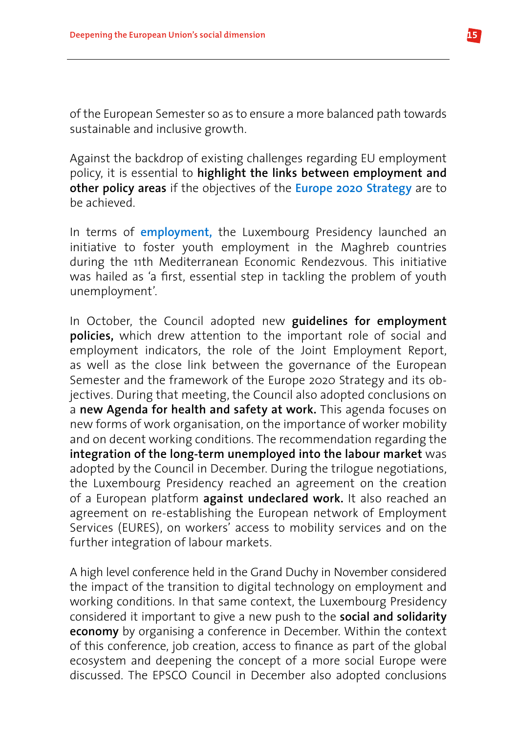of the European Semester so as to ensure a more balanced path towards sustainable and inclusive growth.

Against the backdrop of existing challenges regarding EU employment policy, it is essential to **highlight the links between employment and other policy areas** if the objectives of the **Europe 2020 Strategy** are to be achieved.

In terms of **employment,** the Luxembourg Presidency launched an initiative to foster youth employment in the Maghreb countries during the 11th Mediterranean Economic Rendezvous. This initiative was hailed as 'a first, essential step in tackling the problem of youth unemployment'.

In October, the Council adopted new **guidelines for employment policies,** which drew attention to the important role of social and employment indicators, the role of the Joint Employment Report, as well as the close link between the governance of the European Semester and the framework of the Europe 2020 Strategy and its objectives. During that meeting, the Council also adopted conclusions on a **new Agenda for health and safety at work.** This agenda focuses on new forms of work organisation, on the importance of worker mobility and on decent working conditions. The recommendation regarding the **integration of the long-term unemployed into the labour market** was adopted by the Council in December. During the trilogue negotiations, the Luxembourg Presidency reached an agreement on the creation of a European platform **against undeclared work.** It also reached an agreement on re-establishing the European network of Employment Services (EURES), on workers' access to mobility services and on the further integration of labour markets.

A high level conference held in the Grand Duchy in November considered the impact of the transition to digital technology on employment and working conditions. In that same context, the Luxembourg Presidency considered it important to give a new push to the **social and solidarity economy** by organising a conference in December. Within the context of this conference, job creation, access to finance as part of the global ecosystem and deepening the concept of a more social Europe were discussed. The EPSCO Council in December also adopted conclusions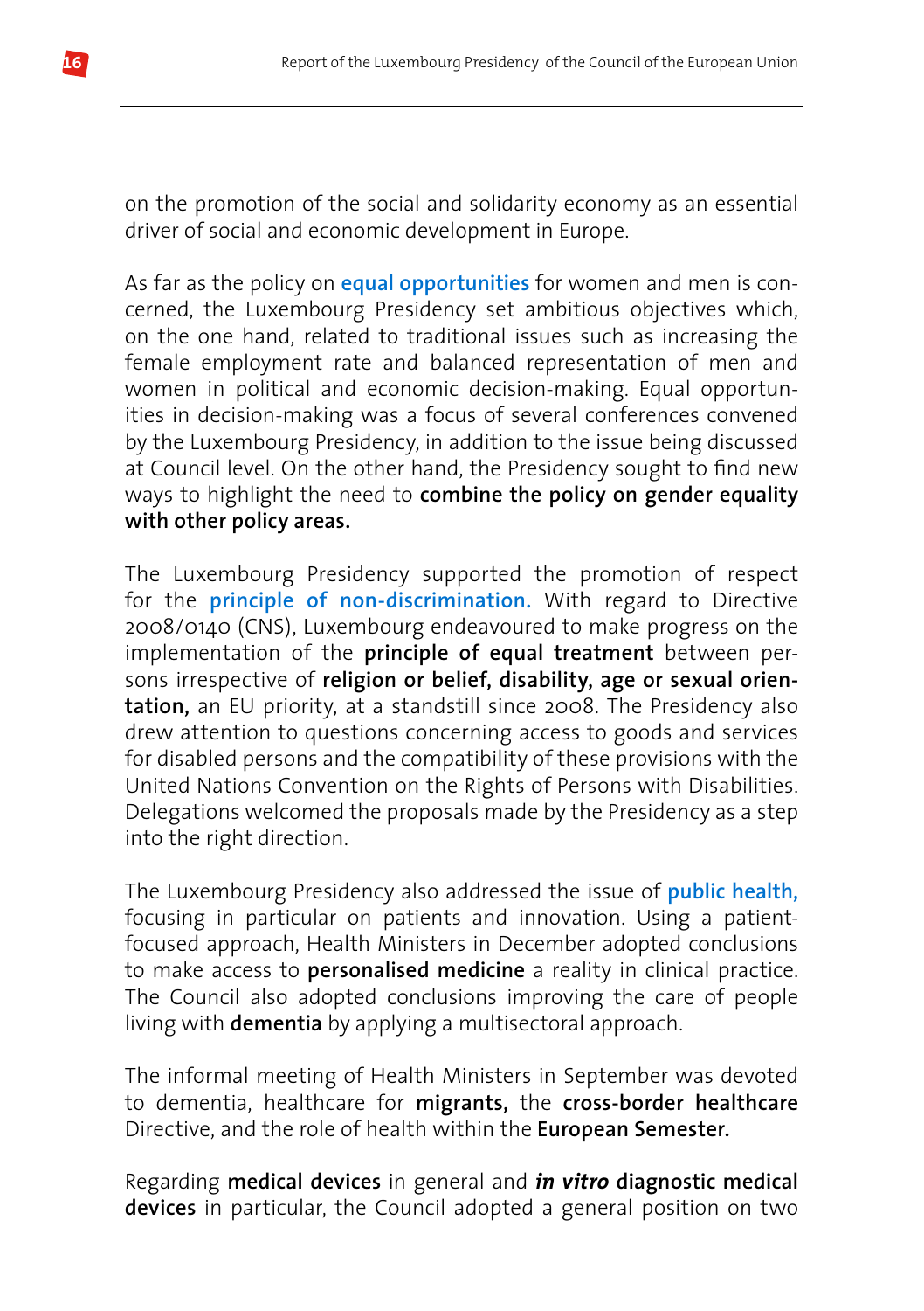on the promotion of the social and solidarity economy as an essential driver of social and economic development in Europe.

As far as the policy on **equal opportunities** for women and men is concerned, the Luxembourg Presidency set ambitious objectives which, on the one hand, related to traditional issues such as increasing the female employment rate and balanced representation of men and women in political and economic decision-making. Equal opportunities in decision-making was a focus of several conferences convened by the Luxembourg Presidency, in addition to the issue being discussed at Council level. On the other hand, the Presidency sought to find new ways to highlight the need to **combine the policy on gender equality with other policy areas.**

The Luxembourg Presidency supported the promotion of respect for the **principle of non-discrimination.** With regard to Directive 2008/0140 (CNS), Luxembourg endeavoured to make progress on the implementation of the **principle of equal treatment** between persons irrespective of **religion or belief, disability, age or sexual orientation,** an EU priority, at a standstill since 2008. The Presidency also drew attention to questions concerning access to goods and services for disabled persons and the compatibility of these provisions with the United Nations Convention on the Rights of Persons with Disabilities. Delegations welcomed the proposals made by the Presidency as a step into the right direction.

The Luxembourg Presidency also addressed the issue of **public health,** focusing in particular on patients and innovation. Using a patient-focused approach, Health Ministers in December adopted conclusions to make access to **personalised medicine** a reality in clinical practice. The Council also adopted conclusions improving the care of people living with **dementia** by applying a multisectoral approach.

The informal meeting of Health Ministers in September was devoted to dementia, healthcare for **migrants,** the **cross-border healthcare** Directive, and the role of health within the **European Semester.**

Regarding **medical devices** in general and ***in vitro*** **diagnostic medical devices** in particular, the Council adopted a general position on two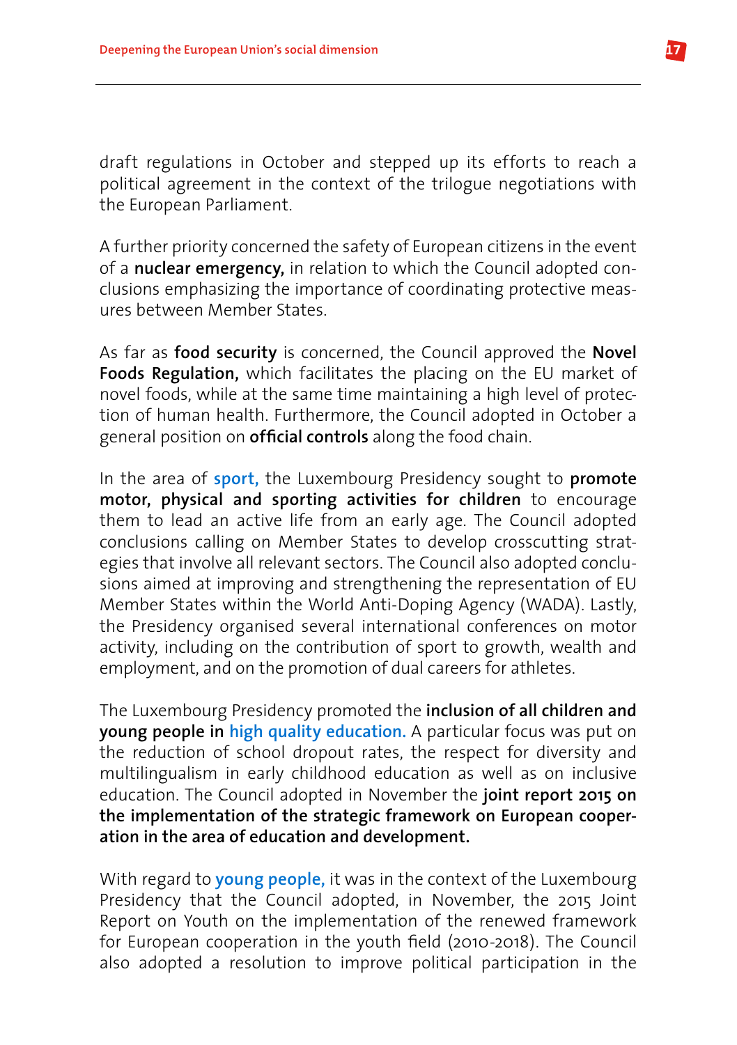draft regulations in October and stepped up its efforts to reach a political agreement in the context of the trilogue negotiations with the European Parliament.

A further priority concerned the safety of European citizens in the event of a **nuclear emergency,** in relation to which the Council adopted conclusions emphasizing the importance of coordinating protective measures between Member States.

As far as **food security** is concerned, the Council approved the **Novel Foods Regulation,** which facilitates the placing on the EU market of novel foods, while at the same time maintaining a high level of protection of human health. Furthermore, the Council adopted in October a general position on **official controls** along the food chain.

In the area of **sport,** the Luxembourg Presidency sought to **promote motor, physical and sporting activities for children** to encourage them to lead an active life from an early age. The Council adopted conclusions calling on Member States to develop crosscutting strategies that involve all relevant sectors. The Council also adopted conclusions aimed at improving and strengthening the representation of EU Member States within the World Anti-Doping Agency (WADA). Lastly, the Presidency organised several international conferences on motor activity, including on the contribution of sport to growth, wealth and employment, and on the promotion of dual careers for athletes.

The Luxembourg Presidency promoted the **inclusion of all children and young people in high quality education.** A particular focus was put on the reduction of school dropout rates, the respect for diversity and multilingualism in early childhood education as well as on inclusive education. The Council adopted in November the **joint report 2015 on the implementation of the strategic framework on European cooperation in the area of education and development.**

With regard to **young people,** it was in the context of the Luxembourg Presidency that the Council adopted, in November, the 2015 Joint Report on Youth on the implementation of the renewed framework for European cooperation in the youth field (2010-2018). The Council also adopted a resolution to improve political participation in the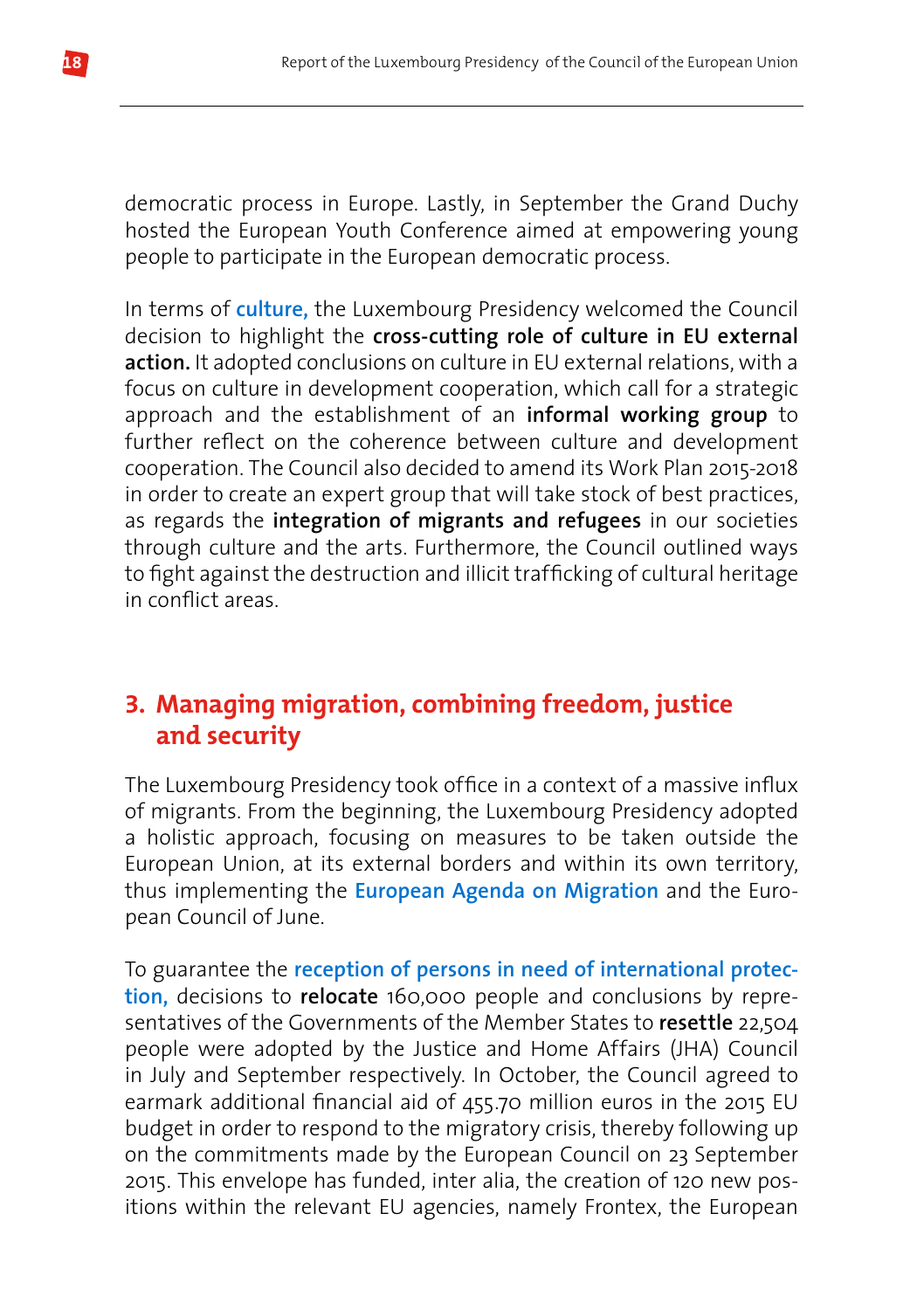democratic process in Europe. Lastly, in September the Grand Duchy hosted the European Youth Conference aimed at empowering young people to participate in the European democratic process.

In terms of **culture,** the Luxembourg Presidency welcomed the Council decision to highlight the **cross-cutting role of culture in EU external action.** It adopted conclusions on culture in EU external relations, with a focus on culture in development cooperation, which call for a strategic approach and the establishment of an **informal working group** to further reflect on the coherence between culture and development cooperation. The Council also decided to amend its Work Plan 2015-2018 in order to create an expert group that will take stock of best practices, as regards the **integration of migrants and refugees** in our societies through culture and the arts. Furthermore, the Council outlined ways to fight against the destruction and illicit trafficking of cultural heritage in conflict areas.

## 3. Managing migration, combining freedom, justice and security

The Luxembourg Presidency took office in a context of a massive influx of migrants. From the beginning, the Luxembourg Presidency adopted a holistic approach, focusing on measures to be taken outside the European Union, at its external borders and within its own territory, thus implementing the **European Agenda on Migration** and the European Council of June.

To guarantee the **reception of persons in need of international protection,** decisions to **relocate** 160,000 people and conclusions by representatives of the Governments of the Member States to **resettle** 22,504 people were adopted by the Justice and Home Affairs (JHA) Council in July and September respectively. In October, the Council agreed to earmark additional financial aid of 455.70 million euros in the 2015 EU budget in order to respond to the migratory crisis, thereby following up on the commitments made by the European Council on 23 September 2015. This envelope has funded, inter alia, the creation of 120 new positions within the relevant EU agencies, namely Frontex, the European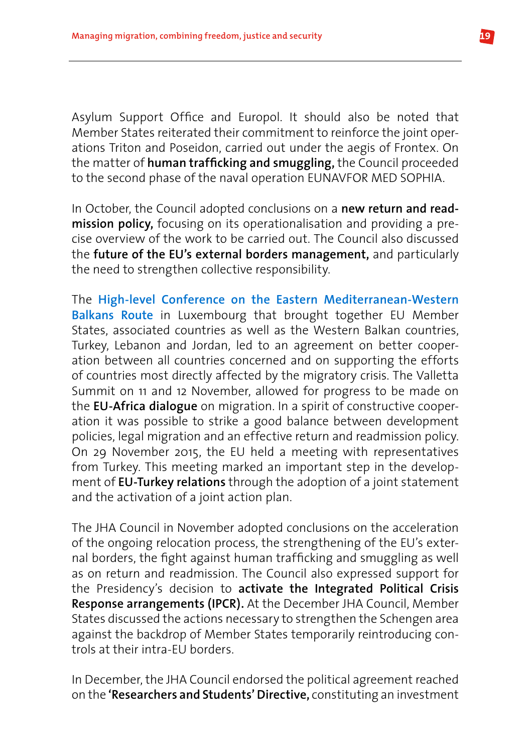Asylum Support Office and Europol. It should also be noted that Member States reiterated their commitment to reinforce the joint operations Triton and Poseidon, carried out under the aegis of Frontex. On the matter of **human trafficking and smuggling,** the Council proceeded to the second phase of the naval operation EUNAVFOR MED SOPHIA.

In October, the Council adopted conclusions on a **new return and readmission policy,** focusing on its operationalisation and providing a precise overview of the work to be carried out. The Council also discussed the **future of the EU's external borders management,** and particularly the need to strengthen collective responsibility.

The **High-level Conference on the Eastern Mediterranean-Western Balkans Route** in Luxembourg that brought together EU Member States, associated countries as well as the Western Balkan countries, Turkey, Lebanon and Jordan, led to an agreement on better cooperation between all countries concerned and on supporting the efforts of countries most directly affected by the migratory crisis. The Valletta Summit on 11 and 12 November, allowed for progress to be made on the **EU-Africa dialogue** on migration. In a spirit of constructive cooperation it was possible to strike a good balance between development policies, legal migration and an effective return and readmission policy. On 29 November 2015, the EU held a meeting with representatives from Turkey. This meeting marked an important step in the development of **EU-Turkey relations** through the adoption of a joint statement and the activation of a joint action plan.

The JHA Council in November adopted conclusions on the acceleration of the ongoing relocation process, the strengthening of the EU's external borders, the fight against human trafficking and smuggling as well as on return and readmission. The Council also expressed support for the Presidency's decision to **activate the Integrated Political Crisis Response arrangements (IPCR).** At the December JHA Council, Member States discussed the actions necessary to strengthen the Schengen area against the backdrop of Member States temporarily reintroducing controls at their intra-EU borders.

In December, the JHA Council endorsed the political agreement reached on the **'Researchers and Students' Directive,** constituting an investment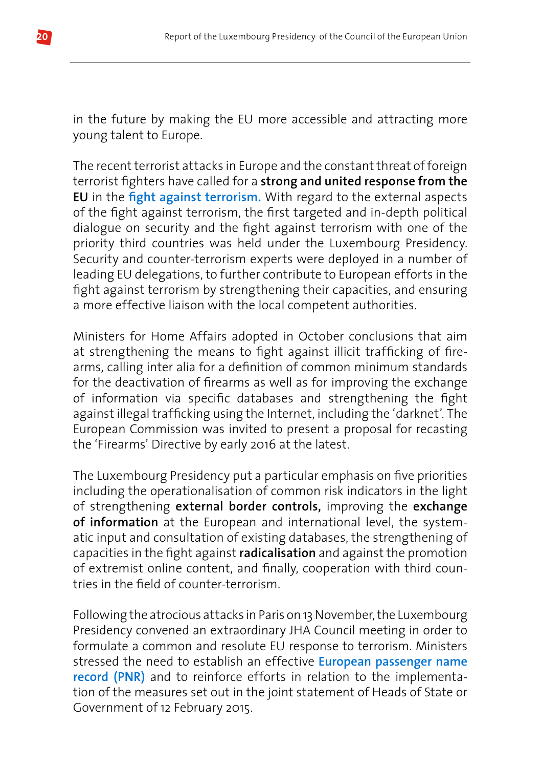in the future by making the EU more accessible and attracting more young talent to Europe.

The recent terrorist attacks in Europe and the constant threat of foreign terrorist fighters have called for a **strong and united response from the EU** in the **fight against terrorism.** With regard to the external aspects of the fight against terrorism, the first targeted and in-depth political dialogue on security and the fight against terrorism with one of the priority third countries was held under the Luxembourg Presidency. Security and counter-terrorism experts were deployed in a number of leading EU delegations, to further contribute to European efforts in the fight against terrorism by strengthening their capacities, and ensuring a more effective liaison with the local competent authorities.

Ministers for Home Affairs adopted in October conclusions that aim at strengthening the means to fight against illicit trafficking of firearms, calling inter alia for a definition of common minimum standards for the deactivation of firearms as well as for improving the exchange of information via specific databases and strengthening the fight against illegal trafficking using the Internet, including the 'darknet'. The European Commission was invited to present a proposal for recasting the 'Firearms' Directive by early 2016 at the latest.

The Luxembourg Presidency put a particular emphasis on five priorities including the operationalisation of common risk indicators in the light of strengthening **external border controls,** improving the **exchange of information** at the European and international level, the systematic input and consultation of existing databases, the strengthening of capacities in the fight against **radicalisation** and against the promotion of extremist online content, and finally, cooperation with third countries in the field of counter-terrorism.

Following the atrocious attacks in Paris on 13 November, the Luxembourg Presidency convened an extraordinary JHA Council meeting in order to formulate a common and resolute EU response to terrorism. Ministers stressed the need to establish an effective **European passenger name record (PNR)** and to reinforce efforts in relation to the implementation of the measures set out in the joint statement of Heads of State or Government of 12 February 2015.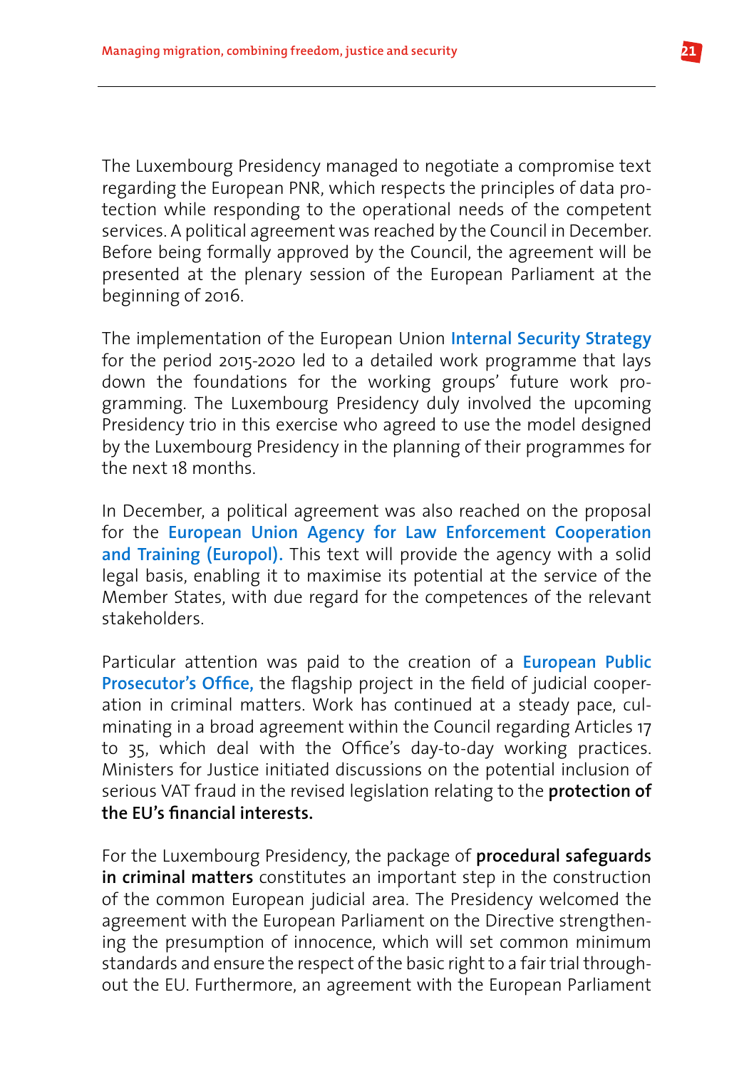The Luxembourg Presidency managed to negotiate a compromise text regarding the European PNR, which respects the principles of data protection while responding to the operational needs of the competent services. A political agreement was reached by the Council in December. Before being formally approved by the Council, the agreement will be presented at the plenary session of the European Parliament at the beginning of 2016.

The implementation of the European Union **Internal Security Strategy** for the period 2015-2020 led to a detailed work programme that lays down the foundations for the working groups' future work programming. The Luxembourg Presidency duly involved the upcoming Presidency trio in this exercise who agreed to use the model designed by the Luxembourg Presidency in the planning of their programmes for the next 18 months.

In December, a political agreement was also reached on the proposal for the **European Union Agency for Law Enforcement Cooperation and Training (Europol).** This text will provide the agency with a solid legal basis, enabling it to maximise its potential at the service of the Member States, with due regard for the competences of the relevant stakeholders.

Particular attention was paid to the creation of a **European Public Prosecutor's Office,** the flagship project in the field of judicial cooperation in criminal matters. Work has continued at a steady pace, culminating in a broad agreement within the Council regarding Articles 17 to 35, which deal with the Office's day-to-day working practices. Ministers for Justice initiated discussions on the potential inclusion of serious VAT fraud in the revised legislation relating to the **protection of the EU's financial interests.**

For the Luxembourg Presidency, the package of **procedural safeguards in criminal matters** constitutes an important step in the construction of the common European judicial area. The Presidency welcomed the agreement with the European Parliament on the Directive strengthening the presumption of innocence, which will set common minimum standards and ensure the respect of the basic right to a fair trial throughout the EU. Furthermore, an agreement with the European Parliament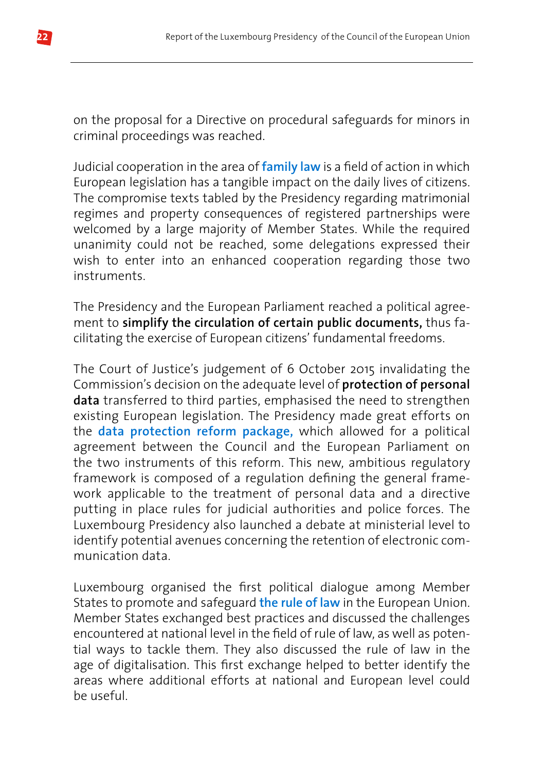on the proposal for a Directive on procedural safeguards for minors in criminal proceedings was reached.

Judicial cooperation in the area of **family law** is a field of action in which European legislation has a tangible impact on the daily lives of citizens. The compromise texts tabled by the Presidency regarding matrimonial regimes and property consequences of registered partnerships were welcomed by a large majority of Member States. While the required unanimity could not be reached, some delegations expressed their wish to enter into an enhanced cooperation regarding those two instruments.

The Presidency and the European Parliament reached a political agreement to **simplify the circulation of certain public documents,** thus facilitating the exercise of European citizens' fundamental freedoms.

The Court of Justice's judgement of 6 October 2015 invalidating the Commission's decision on the adequate level of **protection of personal data** transferred to third parties, emphasised the need to strengthen existing European legislation. The Presidency made great efforts on the **data protection reform package,** which allowed for a political agreement between the Council and the European Parliament on the two instruments of this reform. This new, ambitious regulatory framework is composed of a regulation defining the general framework applicable to the treatment of personal data and a directive putting in place rules for judicial authorities and police forces. The Luxembourg Presidency also launched a debate at ministerial level to identify potential avenues concerning the retention of electronic communication data.

Luxembourg organised the first political dialogue among Member States to promote and safeguard **the rule of law** in the European Union. Member States exchanged best practices and discussed the challenges encountered at national level in the field of rule of law, as well as potential ways to tackle them. They also discussed the rule of law in the age of digitalisation. This first exchange helped to better identify the areas where additional efforts at national and European level could be useful.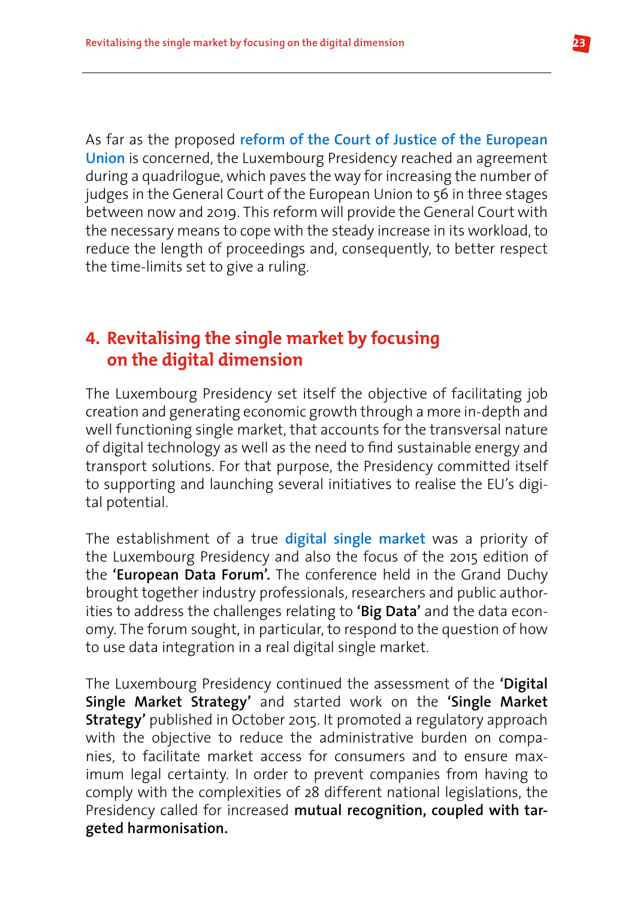As far as the proposed **reform of the Court of Justice of the European Union** is concerned, the Luxembourg Presidency reached an agreement during a quadrilogue, which paves the way for increasing the number of judges in the General Court of the European Union to 56 in three stages between now and 2019. This reform will provide the General Court with the necessary means to cope with the steady increase in its workload, to reduce the length of proceedings and, consequently, to better respect the time-limits set to give a ruling.

## 4. Revitalising the single market by focusing on the digital dimension

The Luxembourg Presidency set itself the objective of facilitating job creation and generating economic growth through a more in-depth and well functioning single market, that accounts for the transversal nature of digital technology as well as the need to find sustainable energy and transport solutions. For that purpose, the Presidency committed itself to supporting and launching several initiatives to realise the EU's digital potential.

The establishment of a true **digital single market** was a priority of the Luxembourg Presidency and also the focus of the 2015 edition of the **'European Data Forum'.** The conference held in the Grand Duchy brought together industry professionals, researchers and public authorities to address the challenges relating to **'Big Data'** and the data economy. The forum sought, in particular, to respond to the question of how to use data integration in a real digital single market.

The Luxembourg Presidency continued the assessment of the **'Digital Single Market Strategy'** and started work on the **'Single Market Strategy'** published in October 2015. It promoted a regulatory approach with the objective to reduce the administrative burden on companies, to facilitate market access for consumers and to ensure maximum legal certainty. In order to prevent companies from having to comply with the complexities of 28 different national legislations, the Presidency called for increased **mutual recognition, coupled with targeted harmonisation.**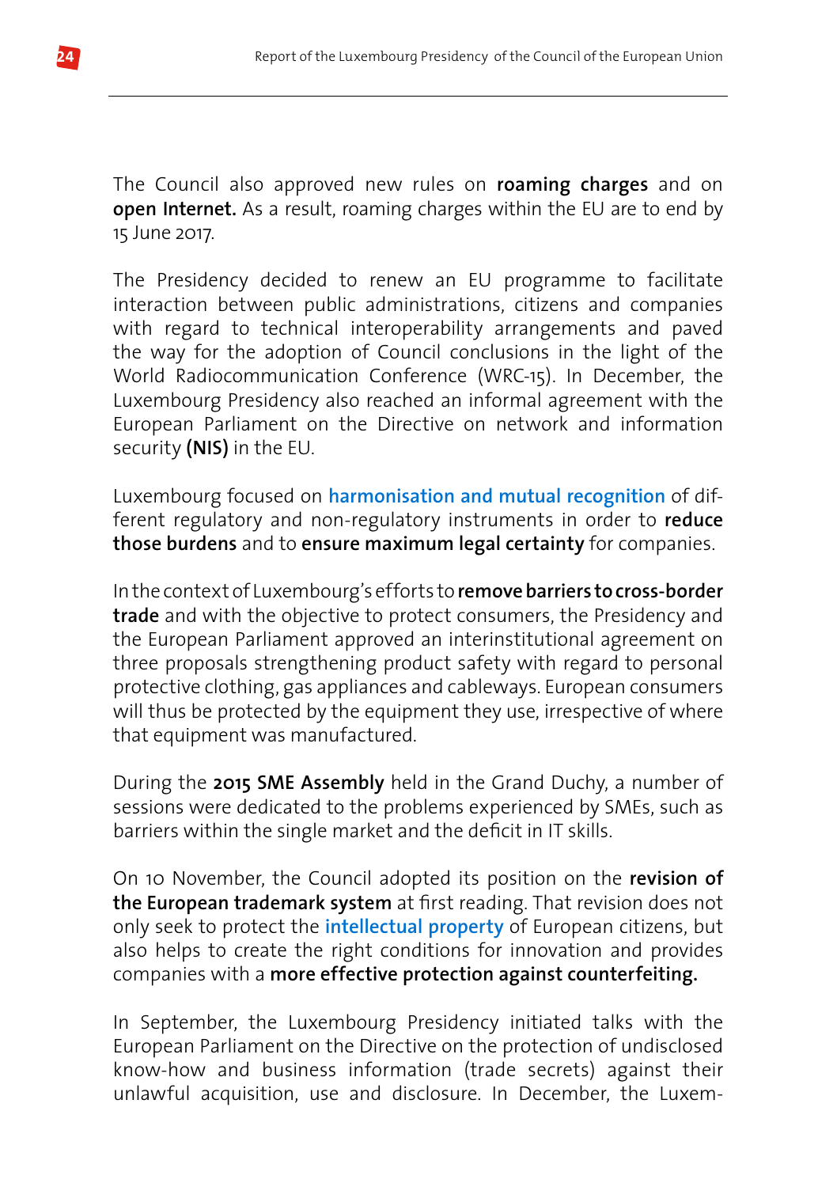The Council also approved new rules on **roaming charges** and on **open Internet.** As a result, roaming charges within the EU are to end by 15 June 2017.

The Presidency decided to renew an EU programme to facilitate interaction between public administrations, citizens and companies with regard to technical interoperability arrangements and paved the way for the adoption of Council conclusions in the light of the World Radiocommunication Conference (WRC-15). In December, the Luxembourg Presidency also reached an informal agreement with the European Parliament on the Directive on network and information security **(NIS)** in the EU.

Luxembourg focused on **harmonisation and mutual recognition** of different regulatory and non-regulatory instruments in order to **reduce those burdens** and to **ensure maximum legal certainty** for companies.

In the context of Luxembourg's efforts to **remove barriers to cross-border trade** and with the objective to protect consumers, the Presidency and the European Parliament approved an interinstitutional agreement on three proposals strengthening product safety with regard to personal protective clothing, gas appliances and cableways. European consumers will thus be protected by the equipment they use, irrespective of where that equipment was manufactured.

During the **2015 SME Assembly** held in the Grand Duchy, a number of sessions were dedicated to the problems experienced by SMEs, such as barriers within the single market and the deficit in IT skills.

On 10 November, the Council adopted its position on the **revision of the European trademark system** at first reading. That revision does not only seek to protect the **intellectual property** of European citizens, but also helps to create the right conditions for innovation and provides companies with a **more effective protection against counterfeiting.**

In September, the Luxembourg Presidency initiated talks with the European Parliament on the Directive on the protection of undisclosed know-how and business information (trade secrets) against their unlawful acquisition, use and disclosure. In December, the Luxem-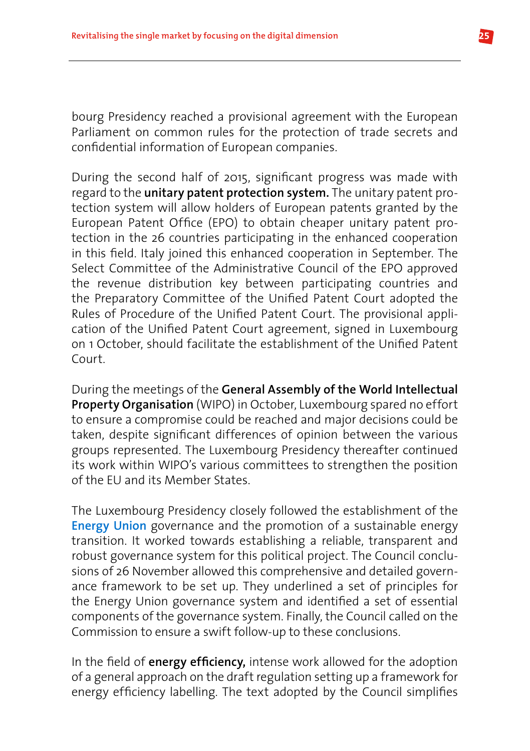bourg Presidency reached a provisional agreement with the European Parliament on common rules for the protection of trade secrets and confidential information of European companies.

During the second half of 2015, significant progress was made with regard to the **unitary patent protection system.** The unitary patent protection system will allow holders of European patents granted by the European Patent Office (EPO) to obtain cheaper unitary patent protection in the 26 countries participating in the enhanced cooperation in this field. Italy joined this enhanced cooperation in September. The Select Committee of the Administrative Council of the EPO approved the revenue distribution key between participating countries and the Preparatory Committee of the Unified Patent Court adopted the Rules of Procedure of the Unified Patent Court. The provisional application of the Unified Patent Court agreement, signed in Luxembourg on 1 October, should facilitate the establishment of the Unified Patent Court.

During the meetings of the **General Assembly of the World Intellectual Property Organisation** (WIPO) in October, Luxembourg spared no effort to ensure a compromise could be reached and major decisions could be taken, despite significant differences of opinion between the various groups represented. The Luxembourg Presidency thereafter continued its work within WIPO's various committees to strengthen the position of the EU and its Member States.

The Luxembourg Presidency closely followed the establishment of the **Energy Union** governance and the promotion of a sustainable energy transition. It worked towards establishing a reliable, transparent and robust governance system for this political project. The Council conclusions of 26 November allowed this comprehensive and detailed governance framework to be set up. They underlined a set of principles for the Energy Union governance system and identified a set of essential components of the governance system. Finally, the Council called on the Commission to ensure a swift follow-up to these conclusions.

In the field of **energy efficiency,** intense work allowed for the adoption of a general approach on the draft regulation setting up a framework for energy efficiency labelling. The text adopted by the Council simplifies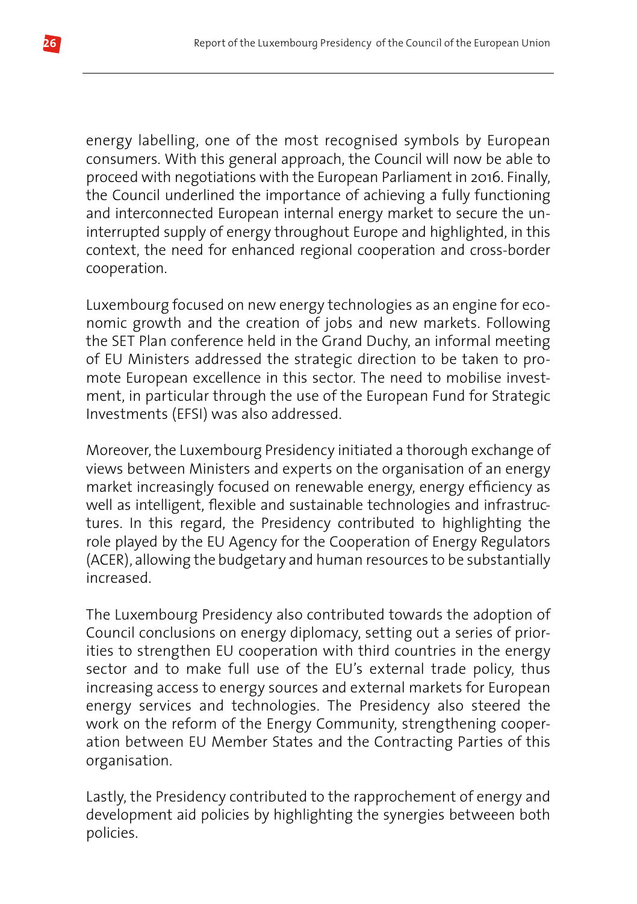energy labelling, one of the most recognised symbols by European consumers. With this general approach, the Council will now be able to proceed with negotiations with the European Parliament in 2016. Finally, the Council underlined the importance of achieving a fully functioning and interconnected European internal energy market to secure the uninterrupted supply of energy throughout Europe and highlighted, in this context, the need for enhanced regional cooperation and cross-border cooperation.

Luxembourg focused on new energy technologies as an engine for economic growth and the creation of jobs and new markets. Following the SET Plan conference held in the Grand Duchy, an informal meeting of EU Ministers addressed the strategic direction to be taken to promote European excellence in this sector. The need to mobilise investment, in particular through the use of the European Fund for Strategic Investments (EFSI) was also addressed.

Moreover, the Luxembourg Presidency initiated a thorough exchange of views between Ministers and experts on the organisation of an energy market increasingly focused on renewable energy, energy efficiency as well as intelligent, flexible and sustainable technologies and infrastructures. In this regard, the Presidency contributed to highlighting the role played by the EU Agency for the Cooperation of Energy Regulators (ACER), allowing the budgetary and human resources to be substantially increased.

The Luxembourg Presidency also contributed towards the adoption of Council conclusions on energy diplomacy, setting out a series of priorities to strengthen EU cooperation with third countries in the energy sector and to make full use of the EU's external trade policy, thus increasing access to energy sources and external markets for European energy services and technologies. The Presidency also steered the work on the reform of the Energy Community, strengthening cooperation between EU Member States and the Contracting Parties of this organisation.

Lastly, the Presidency contributed to the rapprochement of energy and development aid policies by highlighting the synergies betweeen both policies.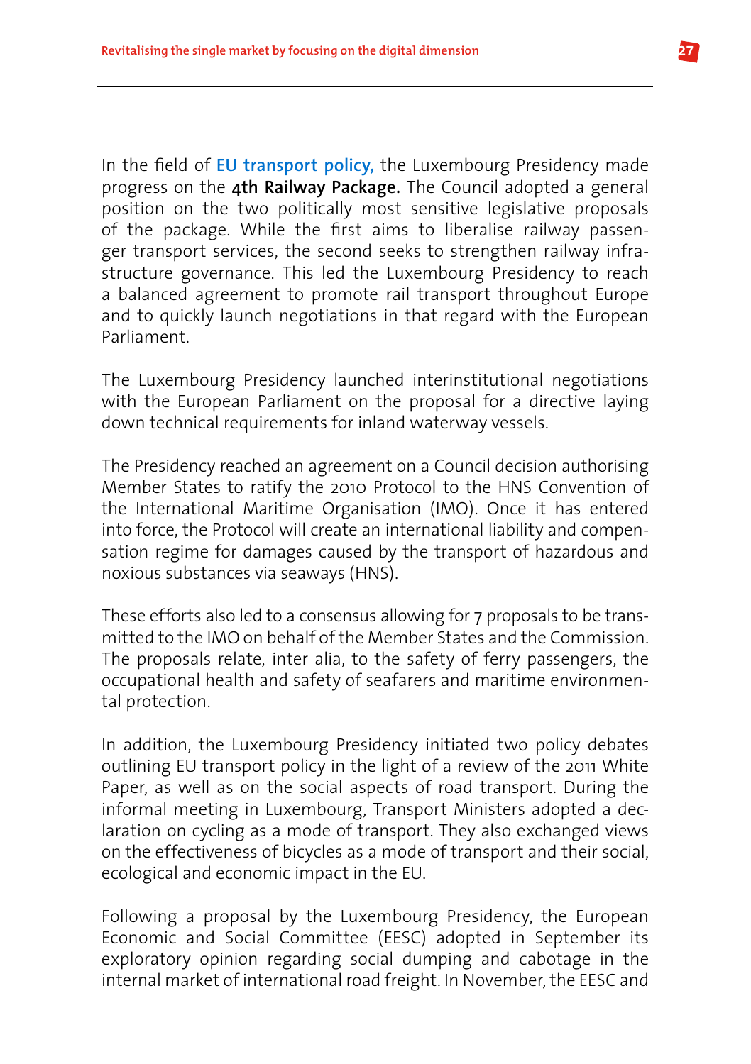In the field of **EU transport policy,** the Luxembourg Presidency made progress on the **4th Railway Package.** The Council adopted a general position on the two politically most sensitive legislative proposals of the package. While the first aims to liberalise railway passenger transport services, the second seeks to strengthen railway infrastructure governance. This led the Luxembourg Presidency to reach a balanced agreement to promote rail transport throughout Europe and to quickly launch negotiations in that regard with the European Parliament.

The Luxembourg Presidency launched interinstitutional negotiations with the European Parliament on the proposal for a directive laying down technical requirements for inland waterway vessels.

The Presidency reached an agreement on a Council decision authorising Member States to ratify the 2010 Protocol to the HNS Convention of the International Maritime Organisation (IMO). Once it has entered into force, the Protocol will create an international liability and compensation regime for damages caused by the transport of hazardous and noxious substances via seaways (HNS).

These efforts also led to a consensus allowing for 7 proposals to be transmitted to the IMO on behalf of the Member States and the Commission. The proposals relate, inter alia, to the safety of ferry passengers, the occupational health and safety of seafarers and maritime environmental protection.

In addition, the Luxembourg Presidency initiated two policy debates outlining EU transport policy in the light of a review of the 2011 White Paper, as well as on the social aspects of road transport. During the informal meeting in Luxembourg, Transport Ministers adopted a declaration on cycling as a mode of transport. They also exchanged views on the effectiveness of bicycles as a mode of transport and their social, ecological and economic impact in the EU.

Following a proposal by the Luxembourg Presidency, the European Economic and Social Committee (EESC) adopted in September its exploratory opinion regarding social dumping and cabotage in the internal market of international road freight. In November, the EESC and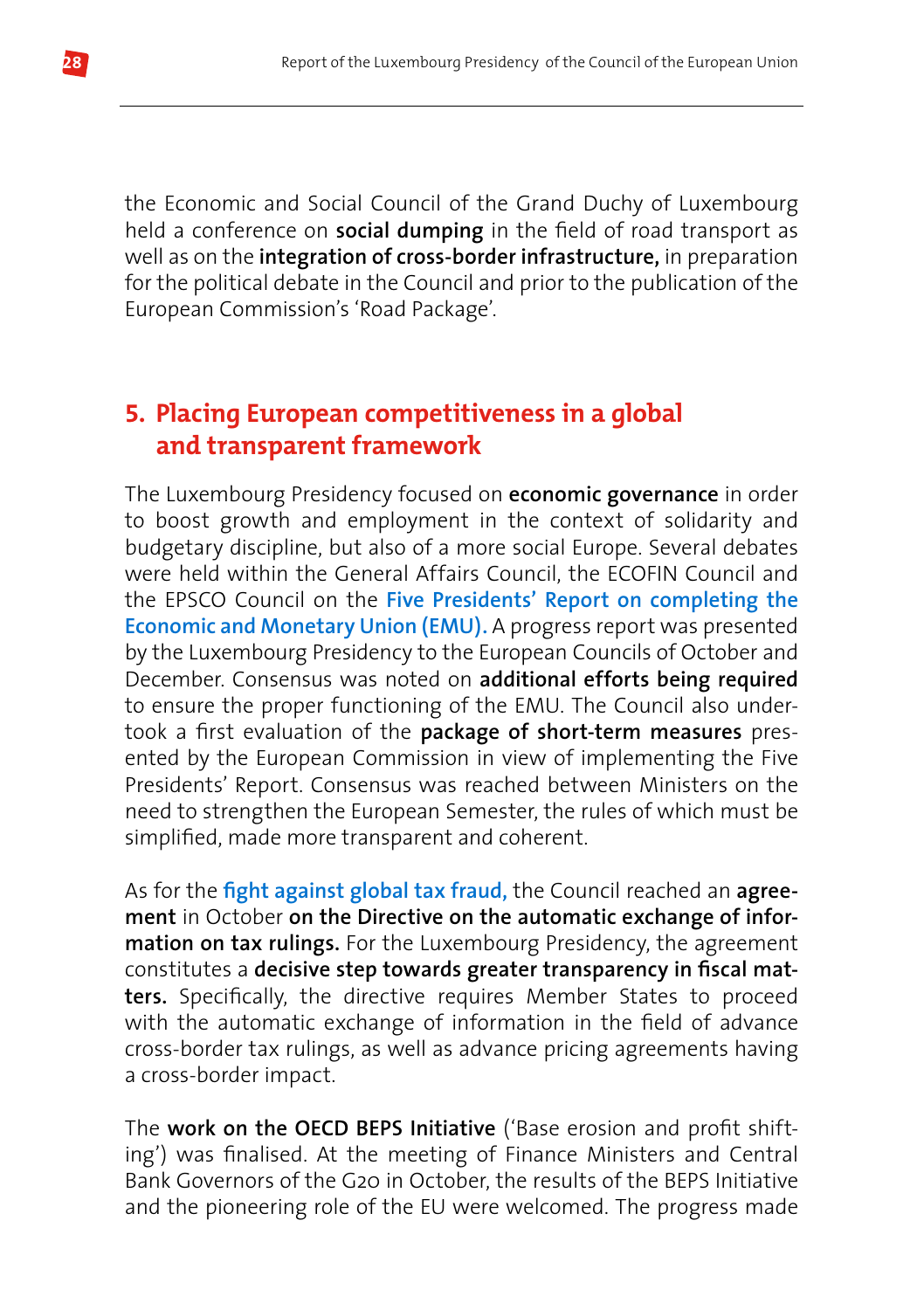the Economic and Social Council of the Grand Duchy of Luxembourg held a conference on **social dumping** in the field of road transport as well as on the **integration of cross-border infrastructure,** in preparation for the political debate in the Council and prior to the publication of the European Commission's 'Road Package'.

## 5. Placing European competitiveness in a global and transparent framework

The Luxembourg Presidency focused on **economic governance** in order to boost growth and employment in the context of solidarity and budgetary discipline, but also of a more social Europe. Several debates were held within the General Affairs Council, the ECOFIN Council and the EPSCO Council on the **Five Presidents' Report on completing the Economic and Monetary Union (EMU).** A progress report was presented by the Luxembourg Presidency to the European Councils of October and December. Consensus was noted on **additional efforts being required** to ensure the proper functioning of the EMU. The Council also undertook a first evaluation of the **package of short-term measures** presented by the European Commission in view of implementing the Five Presidents' Report. Consensus was reached between Ministers on the need to strengthen the European Semester, the rules of which must be simplified, made more transparent and coherent.

As for the **fight against global tax fraud,** the Council reached an **agreement** in October **on the Directive on the automatic exchange of information on tax rulings.** For the Luxembourg Presidency, the agreement constitutes a **decisive step towards greater transparency in fiscal matters.** Specifically, the directive requires Member States to proceed with the automatic exchange of information in the field of advance cross-border tax rulings, as well as advance pricing agreements having a cross-border impact.

The **work on the OECD BEPS Initiative** ('Base erosion and profit shifting') was finalised. At the meeting of Finance Ministers and Central Bank Governors of the G20 in October, the results of the BEPS Initiative and the pioneering role of the EU were welcomed. The progress made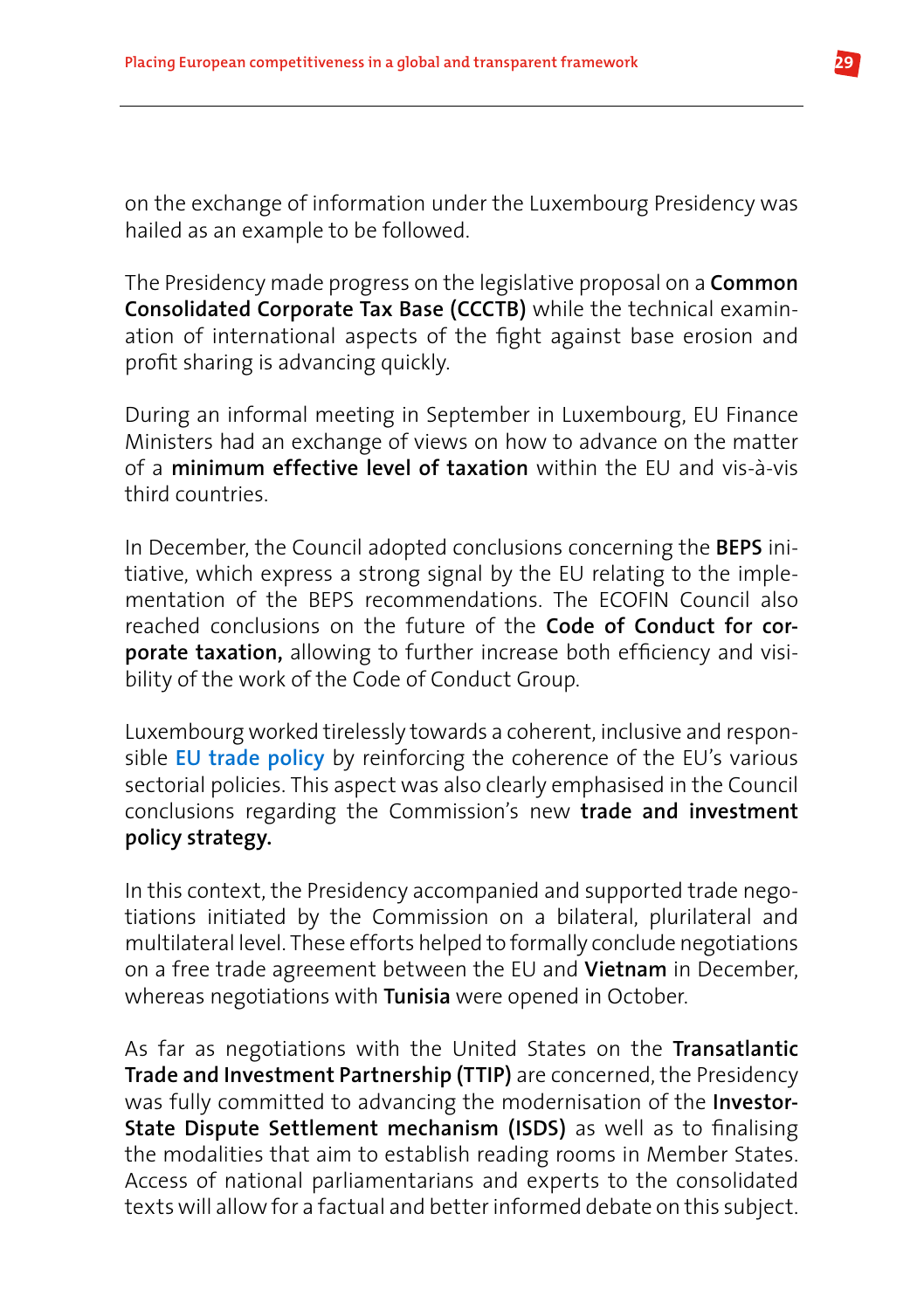on the exchange of information under the Luxembourg Presidency was hailed as an example to be followed.

The Presidency made progress on the legislative proposal on a **Common Consolidated Corporate Tax Base (CCCTB)** while the technical examination of international aspects of the fight against base erosion and profit sharing is advancing quickly.

During an informal meeting in September in Luxembourg, EU Finance Ministers had an exchange of views on how to advance on the matter of a **minimum effective level of taxation** within the EU and vis-à-vis third countries.

In December, the Council adopted conclusions concerning the **BEPS** initiative, which express a strong signal by the EU relating to the implementation of the BEPS recommendations. The ECOFIN Council also reached conclusions on the future of the **Code of Conduct for corporate taxation,** allowing to further increase both efficiency and visibility of the work of the Code of Conduct Group.

Luxembourg worked tirelessly towards a coherent, inclusive and responsible **EU trade policy** by reinforcing the coherence of the EU's various sectorial policies. This aspect was also clearly emphasised in the Council conclusions regarding the Commission's new **trade and investment policy strategy.**

In this context, the Presidency accompanied and supported trade negotiations initiated by the Commission on a bilateral, plurilateral and multilateral level. These efforts helped to formally conclude negotiations on a free trade agreement between the EU and **Vietnam** in December, whereas negotiations with **Tunisia** were opened in October.

As far as negotiations with the United States on the **Transatlantic Trade and Investment Partnership (TTIP)** are concerned, the Presidency was fully committed to advancing the modernisation of the **Investor-State Dispute Settlement mechanism (ISDS)** as well as to finalising the modalities that aim to establish reading rooms in Member States. Access of national parliamentarians and experts to the consolidated texts will allow for a factual and better informed debate on this subject.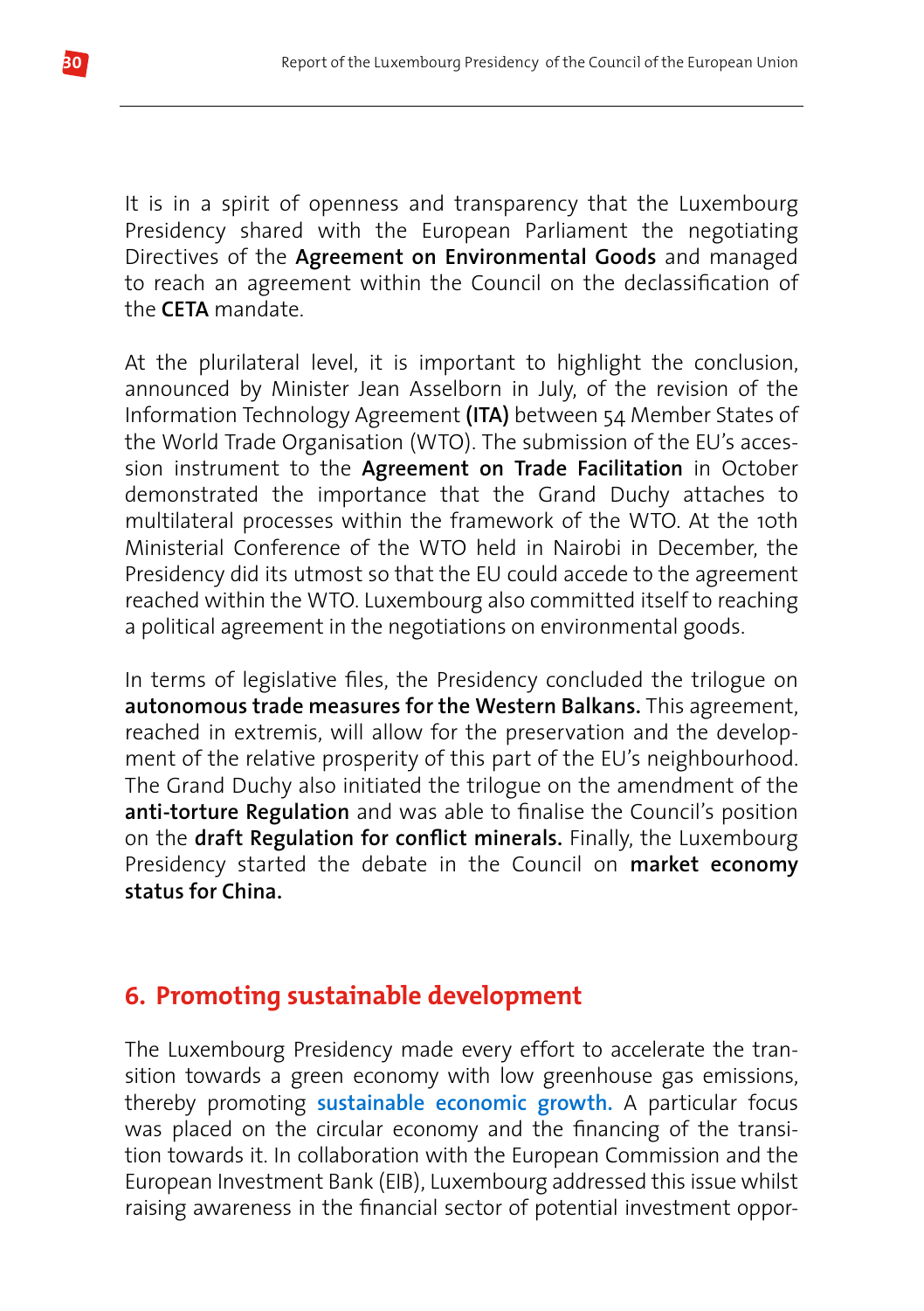It is in a spirit of openness and transparency that the Luxembourg Presidency shared with the European Parliament the negotiating Directives of the **Agreement on Environmental Goods** and managed to reach an agreement within the Council on the declassification of the **CETA** mandate.

At the plurilateral level, it is important to highlight the conclusion, announced by Minister Jean Asselborn in July, of the revision of the Information Technology Agreement **(ITA)** between 54 Member States of the World Trade Organisation (WTO). The submission of the EU's accession instrument to the **Agreement on Trade Facilitation** in October demonstrated the importance that the Grand Duchy attaches to multilateral processes within the framework of the WTO. At the 10th Ministerial Conference of the WTO held in Nairobi in December, the Presidency did its utmost so that the EU could accede to the agreement reached within the WTO. Luxembourg also committed itself to reaching a political agreement in the negotiations on environmental goods.

In terms of legislative files, the Presidency concluded the trilogue on **autonomous trade measures for the Western Balkans.** This agreement, reached in extremis, will allow for the preservation and the development of the relative prosperity of this part of the EU's neighbourhood. The Grand Duchy also initiated the trilogue on the amendment of the **anti-torture Regulation** and was able to finalise the Council's position on the **draft Regulation for conflict minerals.** Finally, the Luxembourg Presidency started the debate in the Council on **market economy status for China.**

## 6. Promoting sustainable development

The Luxembourg Presidency made every effort to accelerate the transition towards a green economy with low greenhouse gas emissions, thereby promoting **sustainable economic growth.** A particular focus was placed on the circular economy and the financing of the transition towards it. In collaboration with the European Commission and the European Investment Bank (EIB), Luxembourg addressed this issue whilst raising awareness in the financial sector of potential investment oppor-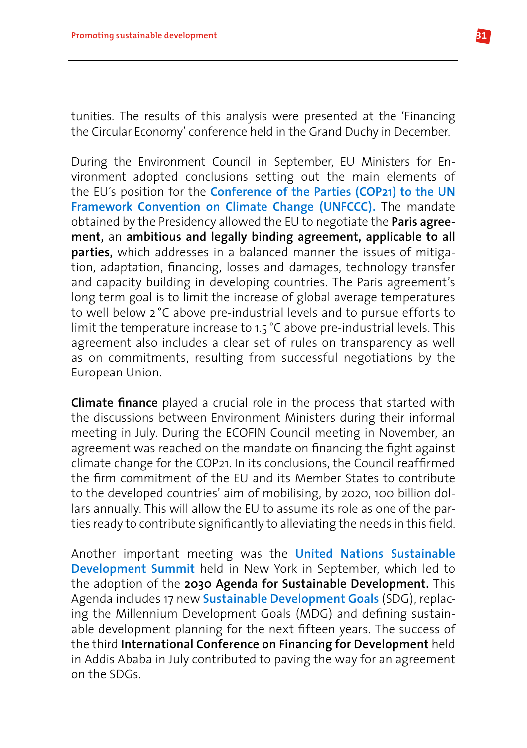tunities. The results of this analysis were presented at the 'Financing the Circular Economy' conference held in the Grand Duchy in December.

During the Environment Council in September, EU Ministers for Environment adopted conclusions setting out the main elements of the EU's position for the **Conference of the Parties (COP21) to the UN Framework Convention on Climate Change (UNFCCC).** The mandate obtained by the Presidency allowed the EU to negotiate the **Paris agreement,** an **ambitious and legally binding agreement, applicable to all parties,** which addresses in a balanced manner the issues of mitigation, adaptation, financing, losses and damages, technology transfer and capacity building in developing countries. The Paris agreement's long term goal is to limit the increase of global average temperatures to well below 2 °C above pre-industrial levels and to pursue efforts to limit the temperature increase to 1.5 °C above pre-industrial levels. This agreement also includes a clear set of rules on transparency as well as on commitments, resulting from successful negotiations by the European Union.

**Climate finance** played a crucial role in the process that started with the discussions between Environment Ministers during their informal meeting in July. During the ECOFIN Council meeting in November, an agreement was reached on the mandate on financing the fight against climate change for the COP21. In its conclusions, the Council reaffirmed the firm commitment of the EU and its Member States to contribute to the developed countries' aim of mobilising, by 2020, 100 billion dollars annually. This will allow the EU to assume its role as one of the parties ready to contribute significantly to alleviating the needs in this field.

Another important meeting was the **United Nations Sustainable Development Summit** held in New York in September, which led to the adoption of the **2030 Agenda for Sustainable Development.** This Agenda includes 17 new **Sustainable Development Goals** (SDG), replacing the Millennium Development Goals (MDG) and defining sustainable development planning for the next fifteen years. The success of the third **International Conference on Financing for Development** held in Addis Ababa in July contributed to paving the way for an agreement on the SDGs.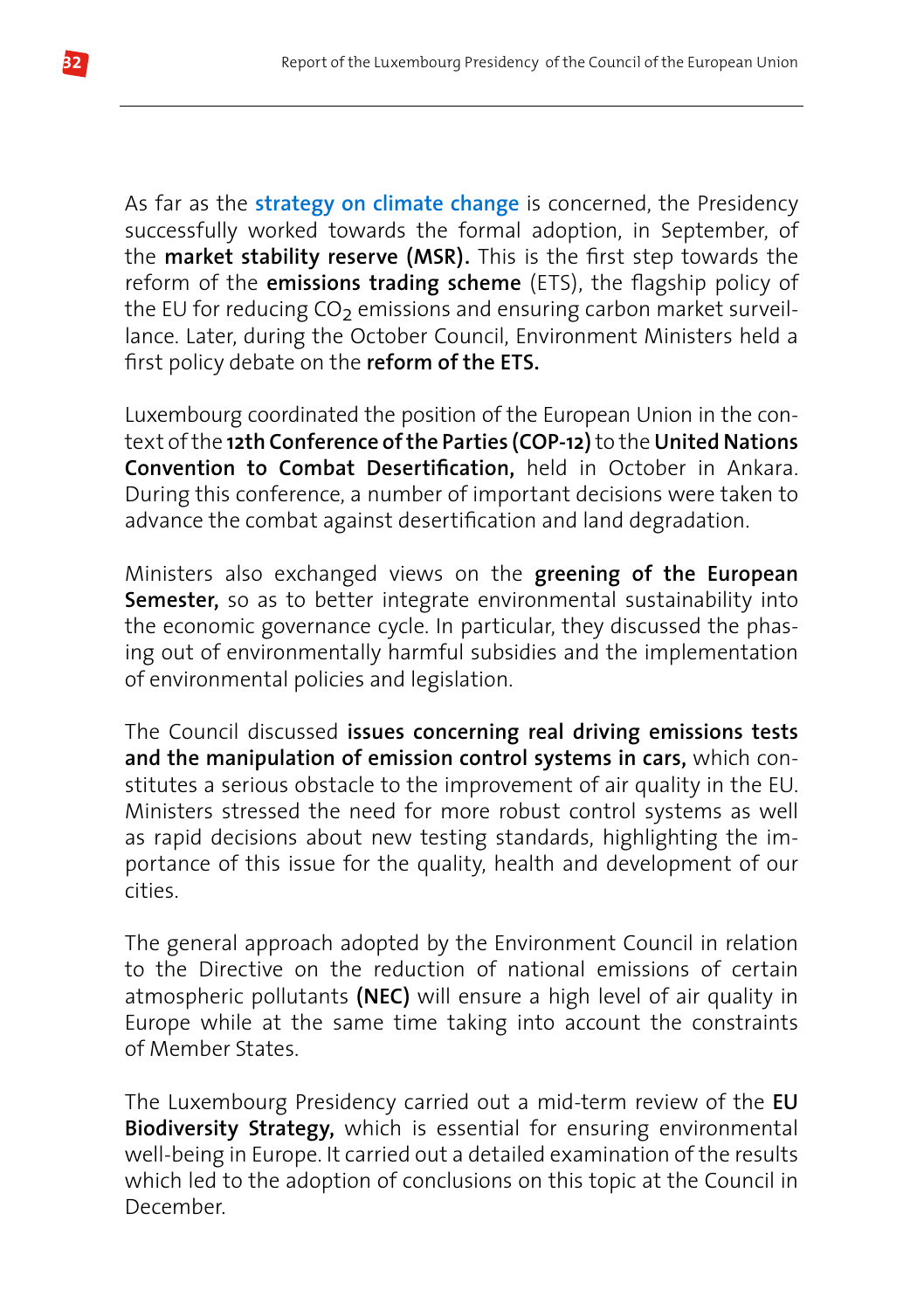As far as the **strategy on climate change** is concerned, the Presidency successfully worked towards the formal adoption, in September, of the **market stability reserve (MSR).** This is the first step towards the reform of the **emissions trading scheme** (ETS), the flagship policy of the EU for reducing $CO_2$ emissions and ensuring carbon market surveillance. Later, during the October Council, Environment Ministers held a first policy debate on the **reform of the ETS.**

Luxembourg coordinated the position of the European Union in the context of the **12th Conference of the Parties (COP-12)** to the **United Nations Convention to Combat Desertification,** held in October in Ankara. During this conference, a number of important decisions were taken to advance the combat against desertification and land degradation.

Ministers also exchanged views on the **greening of the European Semester,** so as to better integrate environmental sustainability into the economic governance cycle. In particular, they discussed the phasing out of environmentally harmful subsidies and the implementation of environmental policies and legislation.

The Council discussed **issues concerning real driving emissions tests and the manipulation of emission control systems in cars,** which constitutes a serious obstacle to the improvement of air quality in the EU. Ministers stressed the need for more robust control systems as well as rapid decisions about new testing standards, highlighting the importance of this issue for the quality, health and development of our cities.

The general approach adopted by the Environment Council in relation to the Directive on the reduction of national emissions of certain atmospheric pollutants **(NEC)** will ensure a high level of air quality in Europe while at the same time taking into account the constraints of Member States.

The Luxembourg Presidency carried out a mid-term review of the **EU Biodiversity Strategy,** which is essential for ensuring environmental well-being in Europe. It carried out a detailed examination of the results which led to the adoption of conclusions on this topic at the Council in December.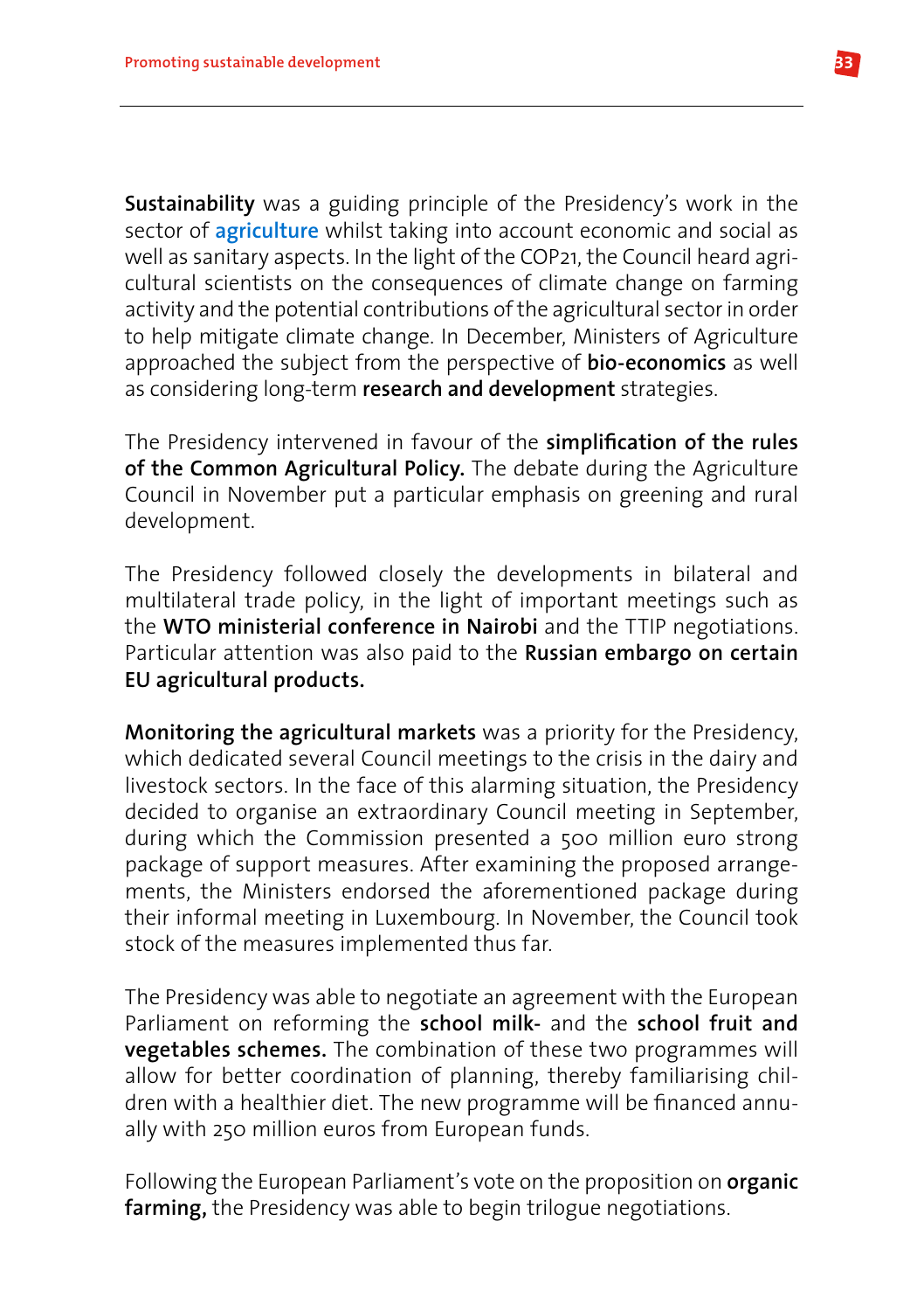**Sustainability** was a guiding principle of the Presidency's work in the sector of **agriculture** whilst taking into account economic and social as well as sanitary aspects. In the light of the COP21, the Council heard agricultural scientists on the consequences of climate change on farming activity and the potential contributions of the agricultural sector in order to help mitigate climate change. In December, Ministers of Agriculture approached the subject from the perspective of **bio-economics** as well as considering long-term **research and development** strategies.

The Presidency intervened in favour of the **simplification of the rules of the Common Agricultural Policy.** The debate during the Agriculture Council in November put a particular emphasis on greening and rural development.

The Presidency followed closely the developments in bilateral and multilateral trade policy, in the light of important meetings such as the **WTO ministerial conference in Nairobi** and the TTIP negotiations. Particular attention was also paid to the **Russian embargo on certain EU agricultural products.**

**Monitoring the agricultural markets** was a priority for the Presidency, which dedicated several Council meetings to the crisis in the dairy and livestock sectors. In the face of this alarming situation, the Presidency decided to organise an extraordinary Council meeting in September, during which the Commission presented a 500 million euro strong package of support measures. After examining the proposed arrangements, the Ministers endorsed the aforementioned package during their informal meeting in Luxembourg. In November, the Council took stock of the measures implemented thus far.

The Presidency was able to negotiate an agreement with the European Parliament on reforming the **school milk-** and the **school fruit and vegetables schemes.** The combination of these two programmes will allow for better coordination of planning, thereby familiarising children with a healthier diet. The new programme will be financed annually with 250 million euros from European funds.

Following the European Parliament's vote on the proposition on **organic farming,** the Presidency was able to begin trilogue negotiations.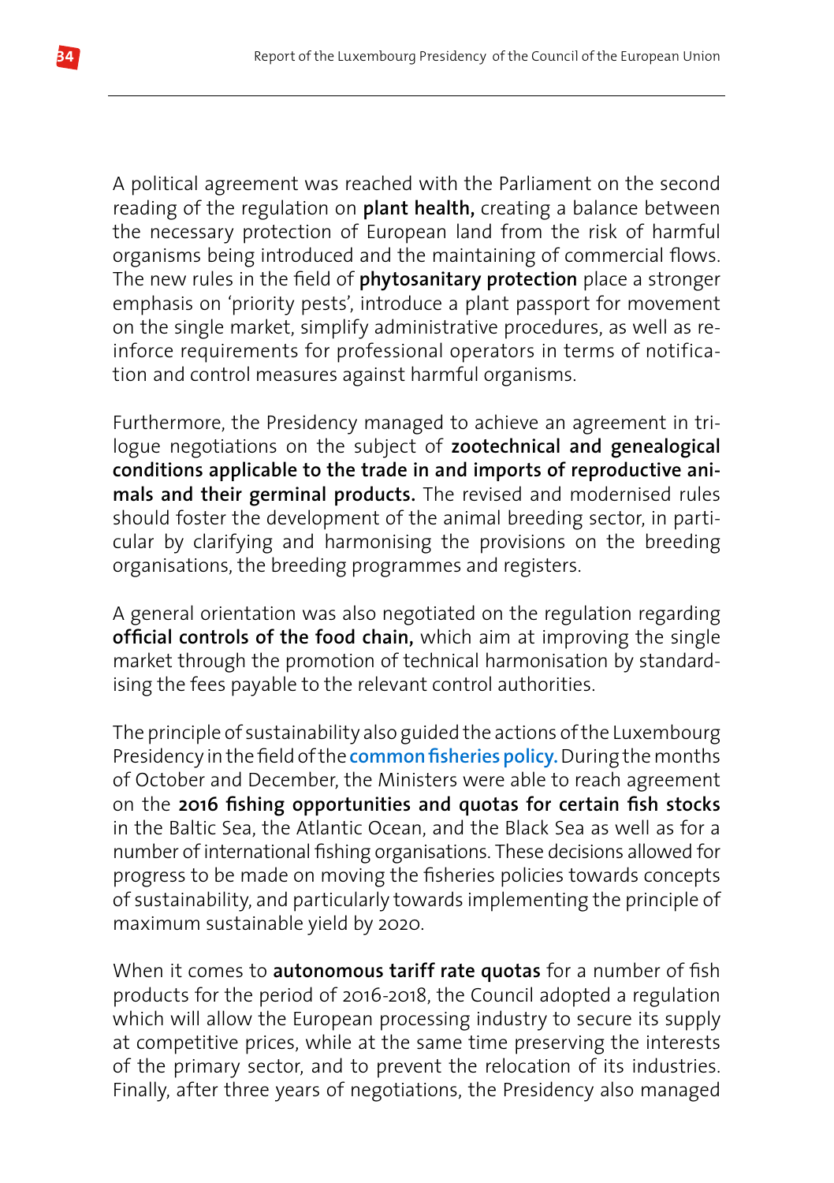A political agreement was reached with the Parliament on the second reading of the regulation on **plant health,** creating a balance between the necessary protection of European land from the risk of harmful organisms being introduced and the maintaining of commercial flows. The new rules in the field of **phytosanitary protection** place a stronger emphasis on 'priority pests', introduce a plant passport for movement on the single market, simplify administrative procedures, as well as reinforce requirements for professional operators in terms of notification and control measures against harmful organisms.

Furthermore, the Presidency managed to achieve an agreement in trilogue negotiations on the subject of **zootechnical and genealogical conditions applicable to the trade in and imports of reproductive animals and their germinal products.** The revised and modernised rules should foster the development of the animal breeding sector, in particular by clarifying and harmonising the provisions on the breeding organisations, the breeding programmes and registers.

A general orientation was also negotiated on the regulation regarding **official controls of the food chain,** which aim at improving the single market through the promotion of technical harmonisation by standardising the fees payable to the relevant control authorities.

The principle of sustainability also guided the actions of the Luxembourg Presidency in the field of the **common fisheries policy.** During the months of October and December, the Ministers were able to reach agreement on the **2016 fishing opportunities and quotas for certain fish stocks** in the Baltic Sea, the Atlantic Ocean, and the Black Sea as well as for a number of international fishing organisations. These decisions allowed for progress to be made on moving the fisheries policies towards concepts of sustainability, and particularly towards implementing the principle of maximum sustainable yield by 2020.

When it comes to **autonomous tariff rate quotas** for a number of fish products for the period of 2016-2018, the Council adopted a regulation which will allow the European processing industry to secure its supply at competitive prices, while at the same time preserving the interests of the primary sector, and to prevent the relocation of its industries. Finally, after three years of negotiations, the Presidency also managed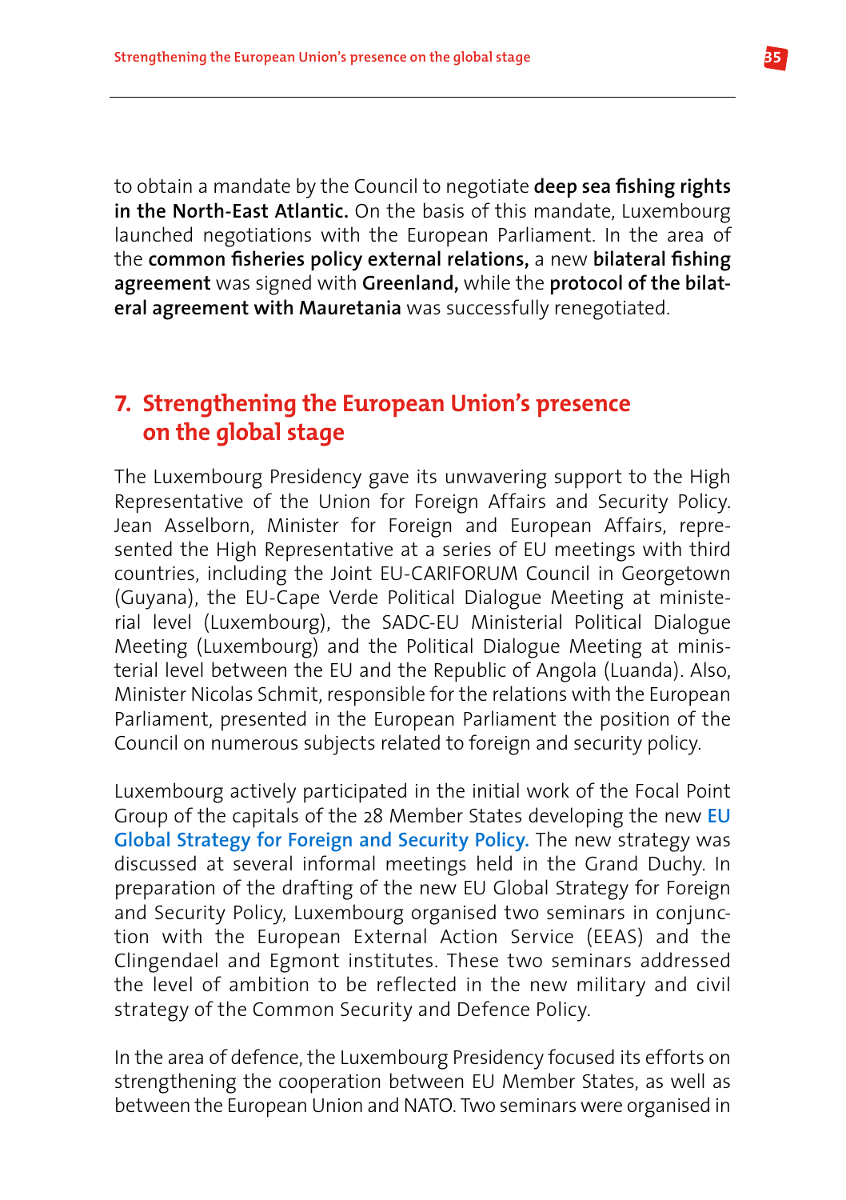to obtain a mandate by the Council to negotiate **deep sea fishing rights in the North-East Atlantic.** On the basis of this mandate, Luxembourg launched negotiations with the European Parliament. In the area of the **common fisheries policy external relations,** a new **bilateral fishing agreement** was signed with **Greenland,** while the **protocol of the bilateral agreement with Mauretania** was successfully renegotiated.

## 7. Strengthening the European Union's presence on the global stage

The Luxembourg Presidency gave its unwavering support to the High Representative of the Union for Foreign Affairs and Security Policy. Jean Asselborn, Minister for Foreign and European Affairs, represented the High Representative at a series of EU meetings with third countries, including the Joint EU-CARIFORUM Council in Georgetown (Guyana), the EU-Cape Verde Political Dialogue Meeting at ministerial level (Luxembourg), the SADC-EU Ministerial Political Dialogue Meeting (Luxembourg) and the Political Dialogue Meeting at ministerial level between the EU and the Republic of Angola (Luanda). Also, Minister Nicolas Schmit, responsible for the relations with the European Parliament, presented in the European Parliament the position of the Council on numerous subjects related to foreign and security policy.

Luxembourg actively participated in the initial work of the Focal Point Group of the capitals of the 28 Member States developing the new **EU Global Strategy for Foreign and Security Policy.** The new strategy was discussed at several informal meetings held in the Grand Duchy. In preparation of the drafting of the new EU Global Strategy for Foreign and Security Policy, Luxembourg organised two seminars in conjunction with the European External Action Service (EEAS) and the Clingendael and Egmont institutes. These two seminars addressed the level of ambition to be reflected in the new military and civil strategy of the Common Security and Defence Policy.

In the area of defence, the Luxembourg Presidency focused its efforts on strengthening the cooperation between EU Member States, as well as between the European Union and NATO. Two seminars were organised in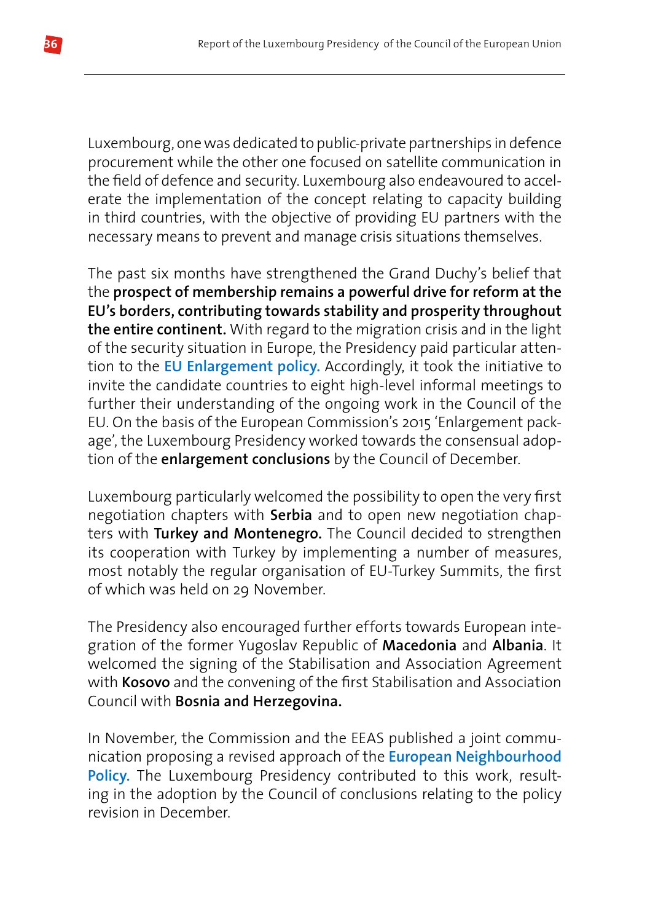Luxembourg, one was dedicated to public-private partnerships in defence procurement while the other one focused on satellite communication in the field of defence and security. Luxembourg also endeavoured to accelerate the implementation of the concept relating to capacity building in third countries, with the objective of providing EU partners with the necessary means to prevent and manage crisis situations themselves.

The past six months have strengthened the Grand Duchy's belief that the **prospect of membership remains a powerful drive for reform at the EU's borders, contributing towards stability and prosperity throughout the entire continent.** With regard to the migration crisis and in the light of the security situation in Europe, the Presidency paid particular attention to the **EU Enlargement policy.** Accordingly, it took the initiative to invite the candidate countries to eight high-level informal meetings to further their understanding of the ongoing work in the Council of the EU. On the basis of the European Commission's 2015 'Enlargement package', the Luxembourg Presidency worked towards the consensual adoption of the **enlargement conclusions** by the Council of December.

Luxembourg particularly welcomed the possibility to open the very first negotiation chapters with **Serbia** and to open new negotiation chapters with **Turkey and Montenegro.** The Council decided to strengthen its cooperation with Turkey by implementing a number of measures, most notably the regular organisation of EU-Turkey Summits, the first of which was held on 29 November.

The Presidency also encouraged further efforts towards European integration of the former Yugoslav Republic of **Macedonia** and **Albania**. It welcomed the signing of the Stabilisation and Association Agreement with **Kosovo** and the convening of the first Stabilisation and Association Council with **Bosnia and Herzegovina.**

In November, the Commission and the EEAS published a joint communication proposing a revised approach of the **European Neighbourhood Policy.** The Luxembourg Presidency contributed to this work, resulting in the adoption by the Council of conclusions relating to the policy revision in December.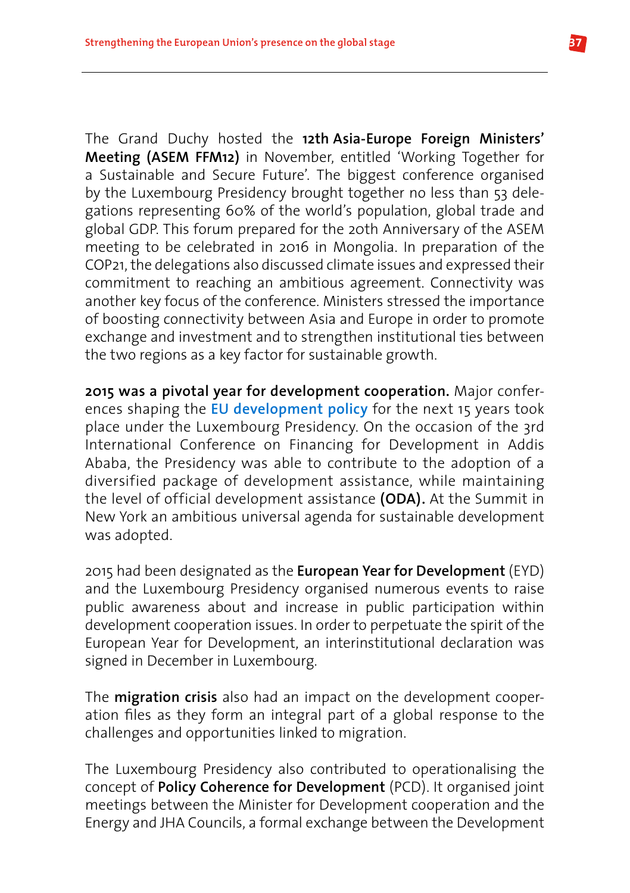The Grand Duchy hosted the **12th Asia-Europe Foreign Ministers' Meeting (ASEM FFM12)** in November, entitled 'Working Together for a Sustainable and Secure Future'. The biggest conference organised by the Luxembourg Presidency brought together no less than 53 delegations representing 60% of the world's population, global trade and global GDP. This forum prepared for the 20th Anniversary of the ASEM meeting to be celebrated in 2016 in Mongolia. In preparation of the COP21, the delegations also discussed climate issues and expressed their commitment to reaching an ambitious agreement. Connectivity was another key focus of the conference. Ministers stressed the importance of boosting connectivity between Asia and Europe in order to promote exchange and investment and to strengthen institutional ties between the two regions as a key factor for sustainable growth.

**2015 was a pivotal year for development cooperation.** Major conferences shaping the **EU development policy** for the next 15 years took place under the Luxembourg Presidency. On the occasion of the 3rd International Conference on Financing for Development in Addis Ababa, the Presidency was able to contribute to the adoption of a diversified package of development assistance, while maintaining the level of official development assistance **(ODA).** At the Summit in New York an ambitious universal agenda for sustainable development was adopted.

2015 had been designated as the **European Year for Development** (EYD) and the Luxembourg Presidency organised numerous events to raise public awareness about and increase in public participation within development cooperation issues. In order to perpetuate the spirit of the European Year for Development, an interinstitutional declaration was signed in December in Luxembourg.

The **migration crisis** also had an impact on the development cooperation files as they form an integral part of a global response to the challenges and opportunities linked to migration.

The Luxembourg Presidency also contributed to operationalising the concept of **Policy Coherence for Development** (PCD). It organised joint meetings between the Minister for Development cooperation and the Energy and JHA Councils, a formal exchange between the Development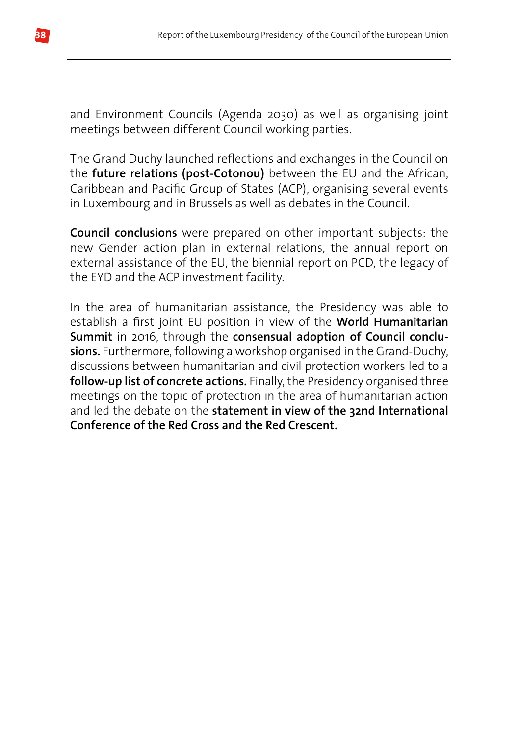and Environment Councils (Agenda 2030) as well as organising joint meetings between different Council working parties.

The Grand Duchy launched reflections and exchanges in the Council on the **future relations (post-Cotonou)** between the EU and the African, Caribbean and Pacific Group of States (ACP), organising several events in Luxembourg and in Brussels as well as debates in the Council.

**Council conclusions** were prepared on other important subjects: the new Gender action plan in external relations, the annual report on external assistance of the EU, the biennial report on PCD, the legacy of the EYD and the ACP investment facility.

In the area of humanitarian assistance, the Presidency was able to establish a first joint EU position in view of the **World Humanitarian Summit** in 2016, through the **consensual adoption of Council conclusions.** Furthermore, following a workshop organised in the Grand-Duchy, discussions between humanitarian and civil protection workers led to a **follow-up list of concrete actions.** Finally, the Presidency organised three meetings on the topic of protection in the area of humanitarian action and led the debate on the **statement in view of the 32nd International Conference of the Red Cross and the Red Crescent.**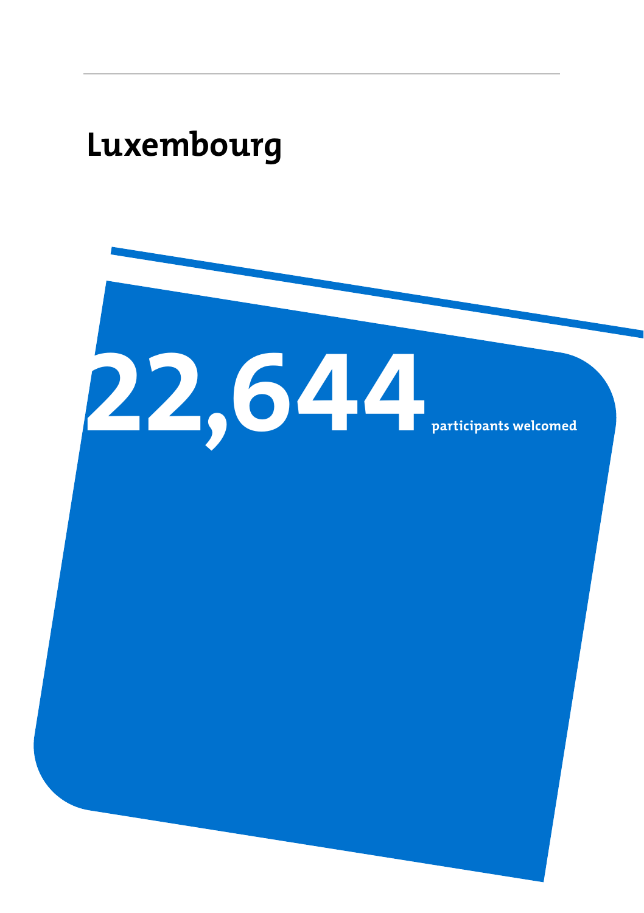# Luxembourg

**22,644** participants welcomed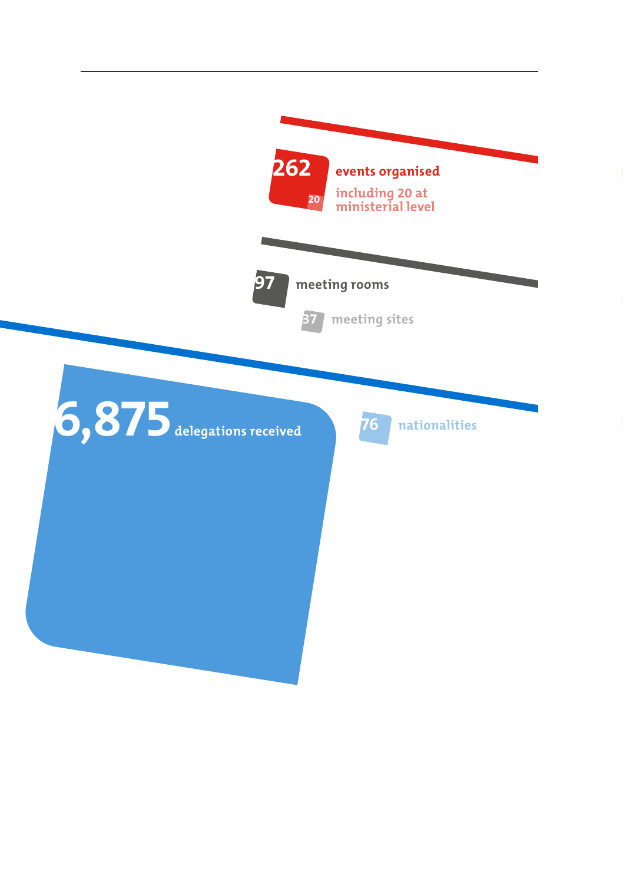**262** events organised

**20** including 20 at ministerial level

**97** meeting rooms

**37** meeting sites

**6,875** delegations received

**76** nationalities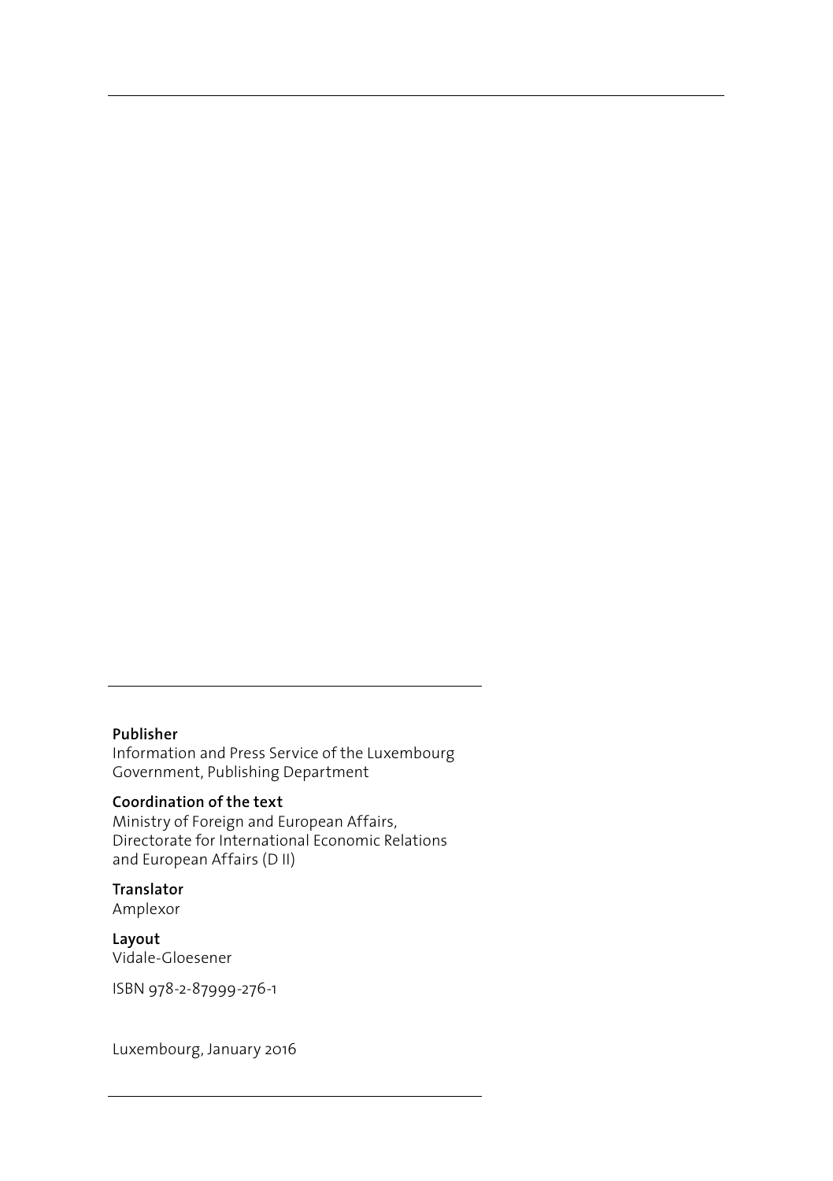**Publisher**
Information and Press Service of the Luxembourg Government, Publishing Department

**Coordination of the text**
Ministry of Foreign and European Affairs, Directorate for International Economic Relations and European Affairs (D II)

**Translator**
Amplexor

**Layout**
Vidale-Gloesener

ISBN 978-2-87999-276-1

Luxembourg, January 2016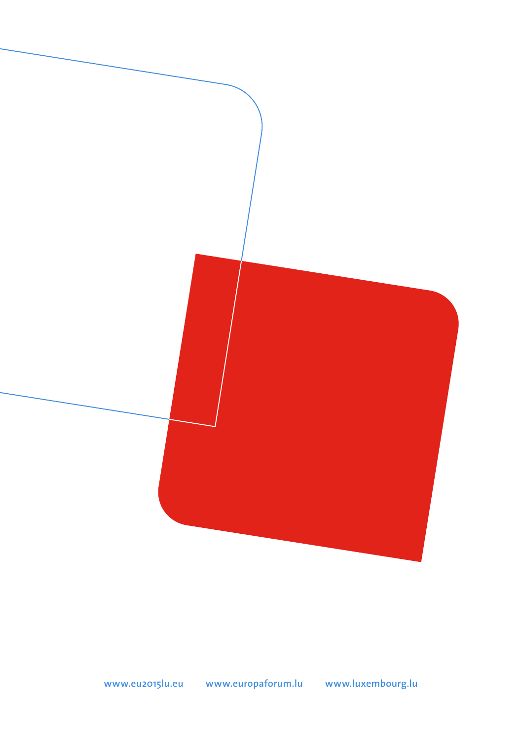www.eu2015lu.eu www.europaforum.lu www.luxembourg.lu